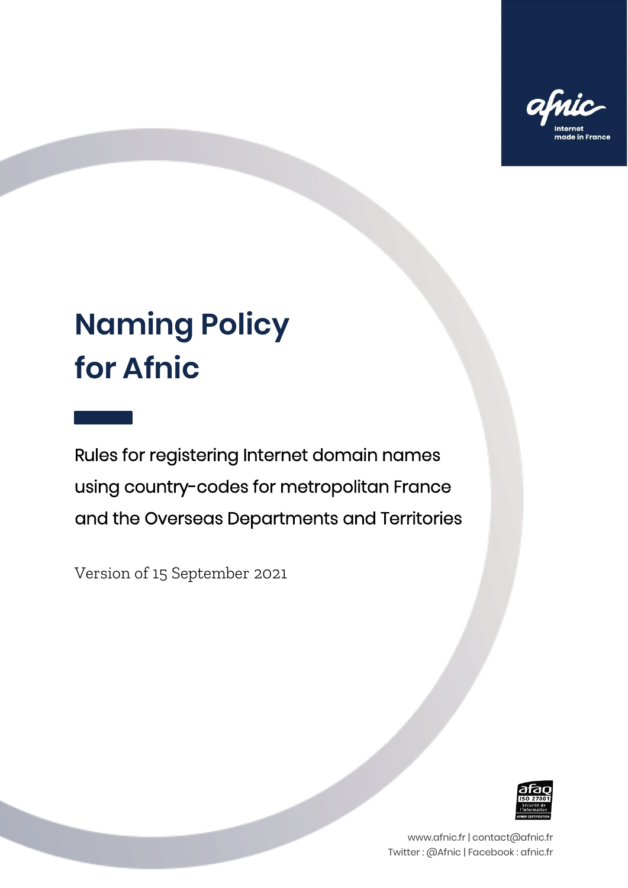# Naming Policy for Afnic

Rules for registering Internet domain names using country-codes for metropolitan France and the Overseas Departments and Territories

Version of 15 September 2021

www.afnic.fr | contact@afnic.fr
Twitter : @Afnic | Facebook : afnic.fr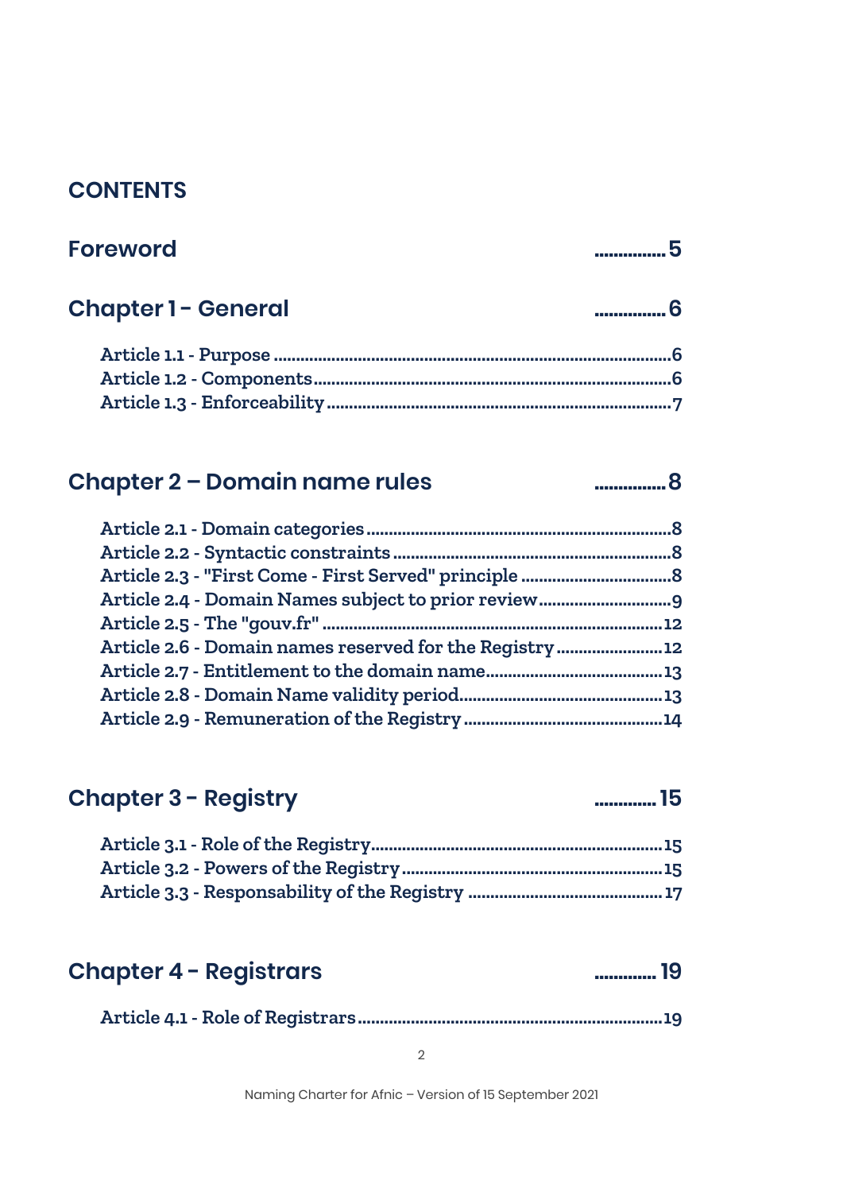# CONTENTS

## Foreword ............... 5

## Chapter 1 - General ............... 6

Article 1.1 - Purpose ........................................................................................6
Article 1.2 - Components.................................................................................6
Article 1.3 - Enforceability ...............................................................................7

## Chapter 2 – Domain name rules ............... 8

Article 2.1 - Domain categories .......................................................................8
Article 2.2 - Syntactic constraints ....................................................................8
Article 2.3 - "First Come - First Served" principle .......................................8
Article 2.4 - Domain Names subject to prior review.......................................9
Article 2.5 - The "gouv.fr" ..............................................................................12
Article 2.6 - Domain names reserved for the Registry ...............................12
Article 2.7 - Entitlement to the domain name..............................................13
Article 2.8 - Domain Name validity period....................................................13
Article 2.9 - Remuneration of the Registry ...................................................14

## Chapter 3 - Registry ............. 15

Article 3.1 - Role of the Registry......................................................................15
Article 3.2 - Powers of the Registry.................................................................15
Article 3.3 - Responsability of the Registry ...................................................17

## Chapter 4 - Registrars ............. 19

Article 4.1 - Role of Registrars..........................................................................19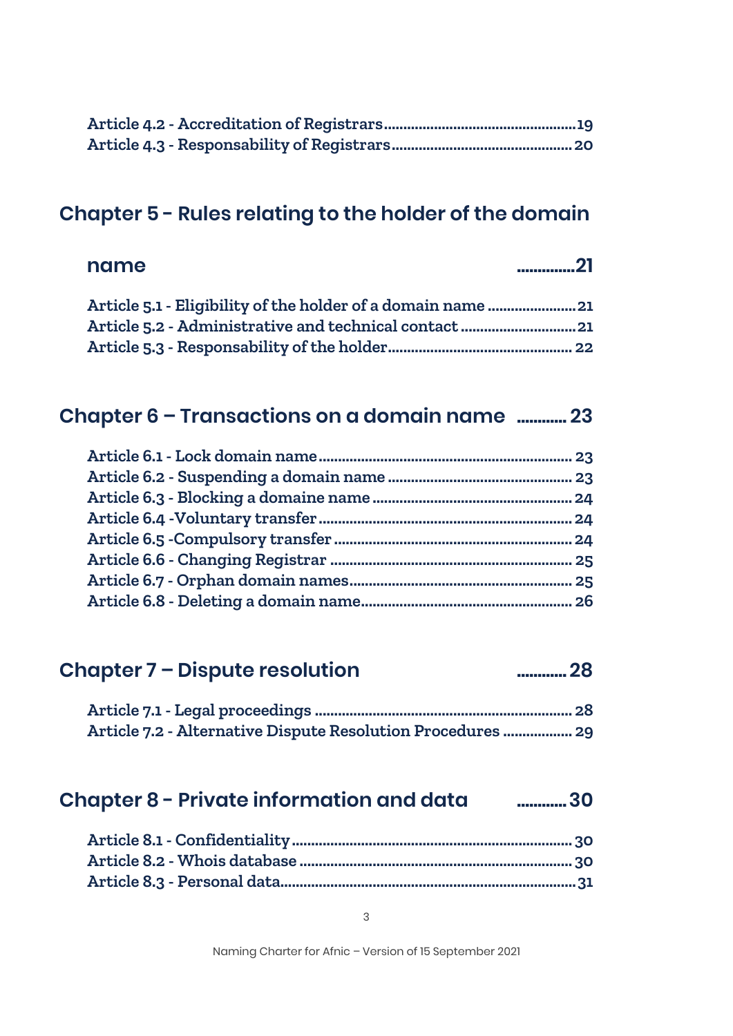Article 4.2 - Accreditation of Registrars ........................................ 19
Article 4.3 - Responsability of Registrars ........................................ 20

## Chapter 5 - Rules relating to the holder of the domain name ..............21

Article 5.1 - Eligibility of the holder of a domain name ........................ 21
Article 5.2 - Administrative and technical contact ............................. 21
Article 5.3 - Responsability of the holder ........................................ 22

## Chapter 6 – Transactions on a domain name ............ 23

Article 6.1 - Lock domain name ........................................ 23
Article 6.2 - Suspending a domain name ........................................ 23
Article 6.3 - Blocking a domaine name ........................................ 24
Article 6.4 -Voluntary transfer ........................................ 24
Article 6.5 -Compulsory transfer ........................................ 24
Article 6.6 - Changing Registrar ........................................ 25
Article 6.7 - Orphan domain names ........................................ 25
Article 6.8 - Deleting a domain name ........................................ 26

## Chapter 7 – Dispute resolution ............ 28

Article 7.1 - Legal proceedings ........................................ 28
Article 7.2 - Alternative Dispute Resolution Procedures .................. 29

## Chapter 8 - Private information and data ............ 30

Article 8.1 - Confidentiality ........................................ 30
Article 8.2 - Whois database ........................................ 30
Article 8.3 - Personal data ........................................ 31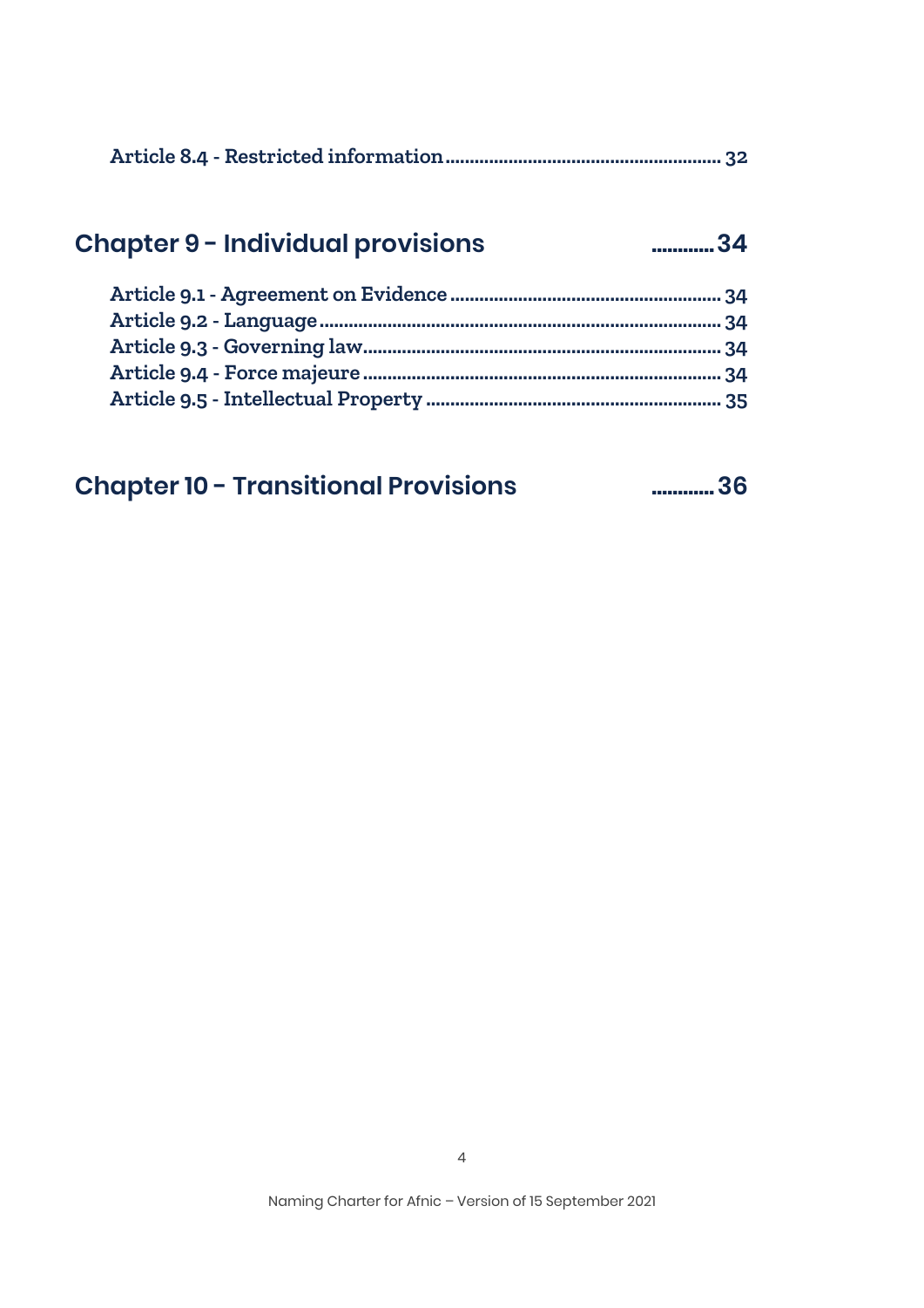Article 8.4 - Restricted information ........................................................ 32

## Chapter 9 - Individual provisions ............ 34

Article 9.1 - Agreement on Evidence ....................................................... 34
Article 9.2 - Language ................................................................................. 34
Article 9.3 - Governing law......................................................................... 34
Article 9.4 - Force majeure ......................................................................... 34
Article 9.5 - Intellectual Property ............................................................ 35

## Chapter 10 - Transitional Provisions ............ 36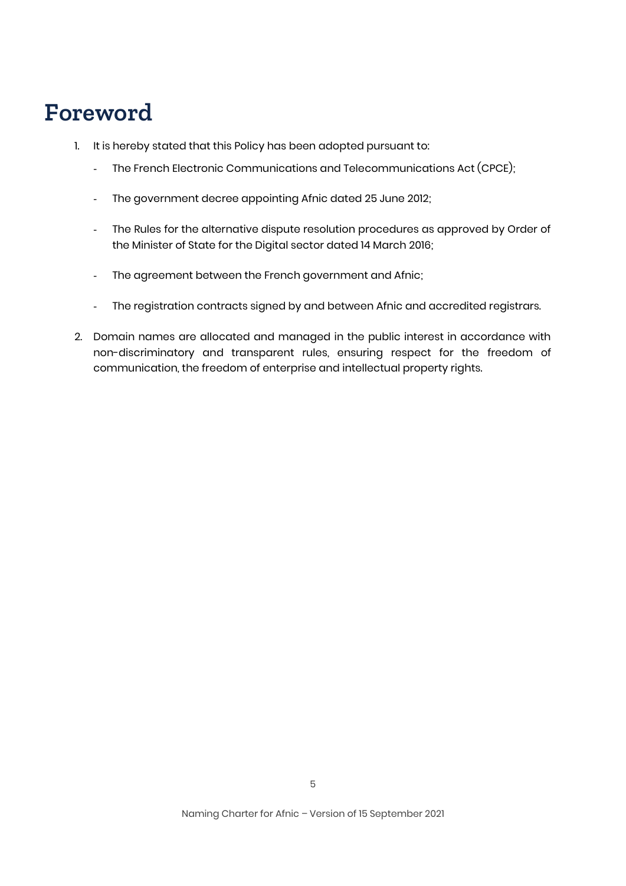# Foreword

1. It is hereby stated that this Policy has been adopted pursuant to:
   - The French Electronic Communications and Telecommunications Act (CPCE);
   - The government decree appointing Afnic dated 25 June 2012;
   - The Rules for the alternative dispute resolution procedures as approved by Order of the Minister of State for the Digital sector dated 14 March 2016;
   - The agreement between the French government and Afnic;
   - The registration contracts signed by and between Afnic and accredited registrars.
2. Domain names are allocated and managed in the public interest in accordance with non-discriminatory and transparent rules, ensuring respect for the freedom of communication, the freedom of enterprise and intellectual property rights.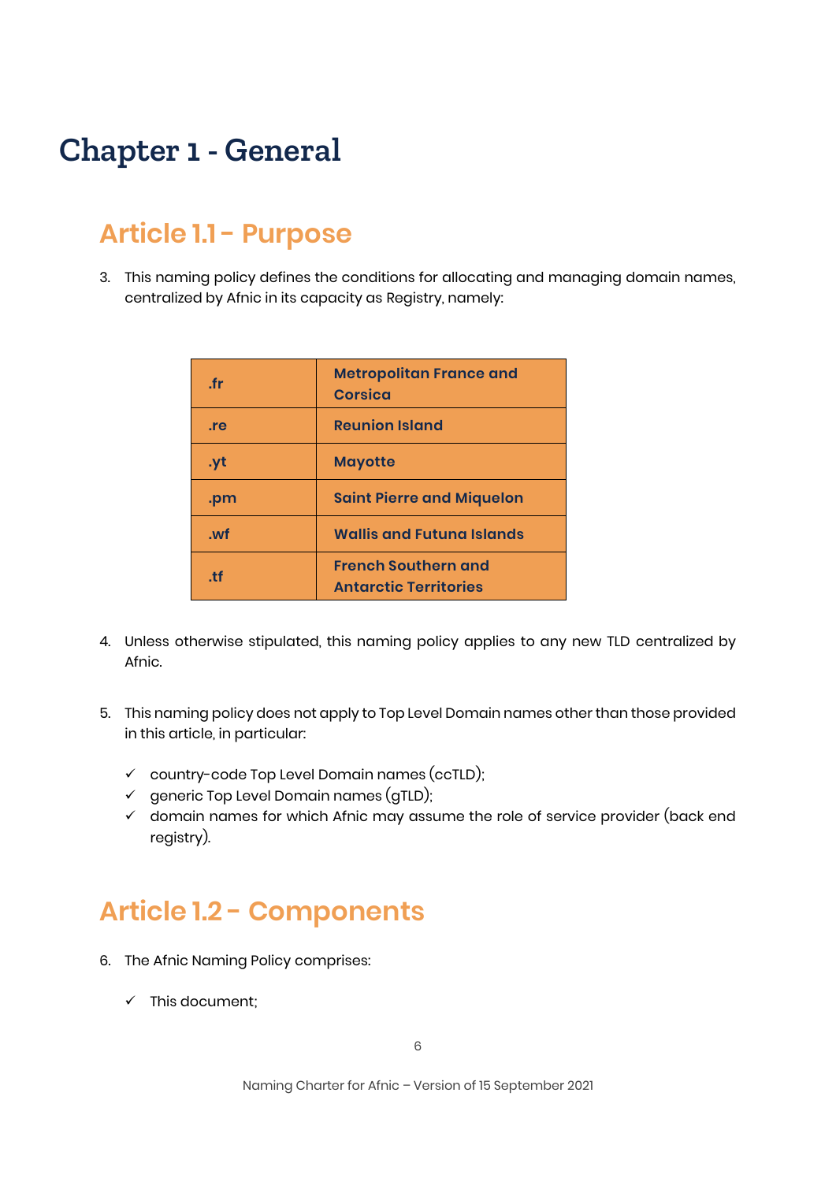# Chapter 1 - General

## Article 1.1 - Purpose

3. This naming policy defines the conditions for allocating and managing domain names, centralized by Afnic in its capacity as Registry, namely:

| | |
|---|---|
| .fr | **Metropolitan France and Corsica** |
| .re | **Reunion Island** |
| .yt | **Mayotte** |
| .pm | **Saint Pierre and Miquelon** |
| .wf | **Wallis and Futuna Islands** |
| .tf | **French Southern and Antarctic Territories** |

4. Unless otherwise stipulated, this naming policy applies to any new TLD centralized by Afnic.

5. This naming policy does not apply to Top Level Domain names other than those provided in this article, in particular:

   - ✓ country-code Top Level Domain names (ccTLD);
   - ✓ generic Top Level Domain names (gTLD);
   - ✓ domain names for which Afnic may assume the role of service provider (back end registry).

## Article 1.2 - Components

6. The Afnic Naming Policy comprises:

   - ✓ This document;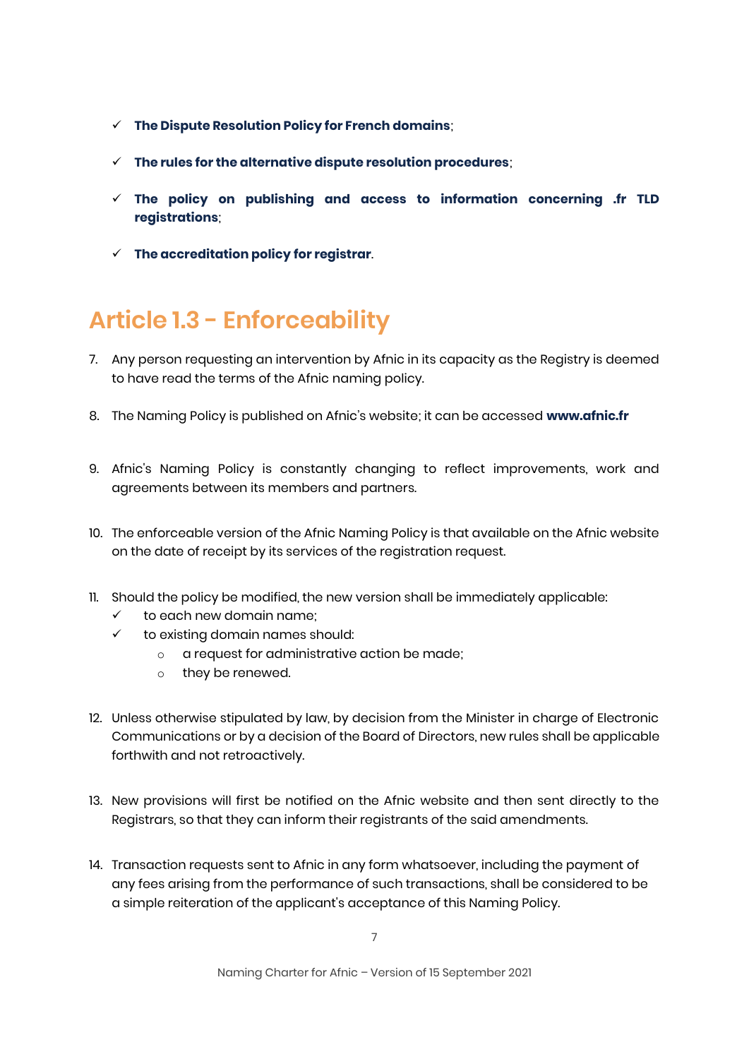- **The Dispute Resolution Policy for French domains**;
- **The rules for the alternative dispute resolution procedures**;
- **The policy on publishing and access to information concerning .fr TLD registrations**;
- **The accreditation policy for registrar**.

## Article 1.3 - Enforceability

7. Any person requesting an intervention by Afnic in its capacity as the Registry is deemed to have read the terms of the Afnic naming policy.

8. The Naming Policy is published on Afnic's website; it can be accessed **www.afnic.fr**

9. Afnic's Naming Policy is constantly changing to reflect improvements, work and agreements between its members and partners.

10. The enforceable version of the Afnic Naming Policy is that available on the Afnic website on the date of receipt by its services of the registration request.

11. Should the policy be modified, the new version shall be immediately applicable:
    - to each new domain name;
    - to existing domain names should:
        - a request for administrative action be made;
        - they be renewed.

12. Unless otherwise stipulated by law, by decision from the Minister in charge of Electronic Communications or by a decision of the Board of Directors, new rules shall be applicable forthwith and not retroactively.

13. New provisions will first be notified on the Afnic website and then sent directly to the Registrars, so that they can inform their registrants of the said amendments.

14. Transaction requests sent to Afnic in any form whatsoever, including the payment of any fees arising from the performance of such transactions, shall be considered to be a simple reiteration of the applicant's acceptance of this Naming Policy.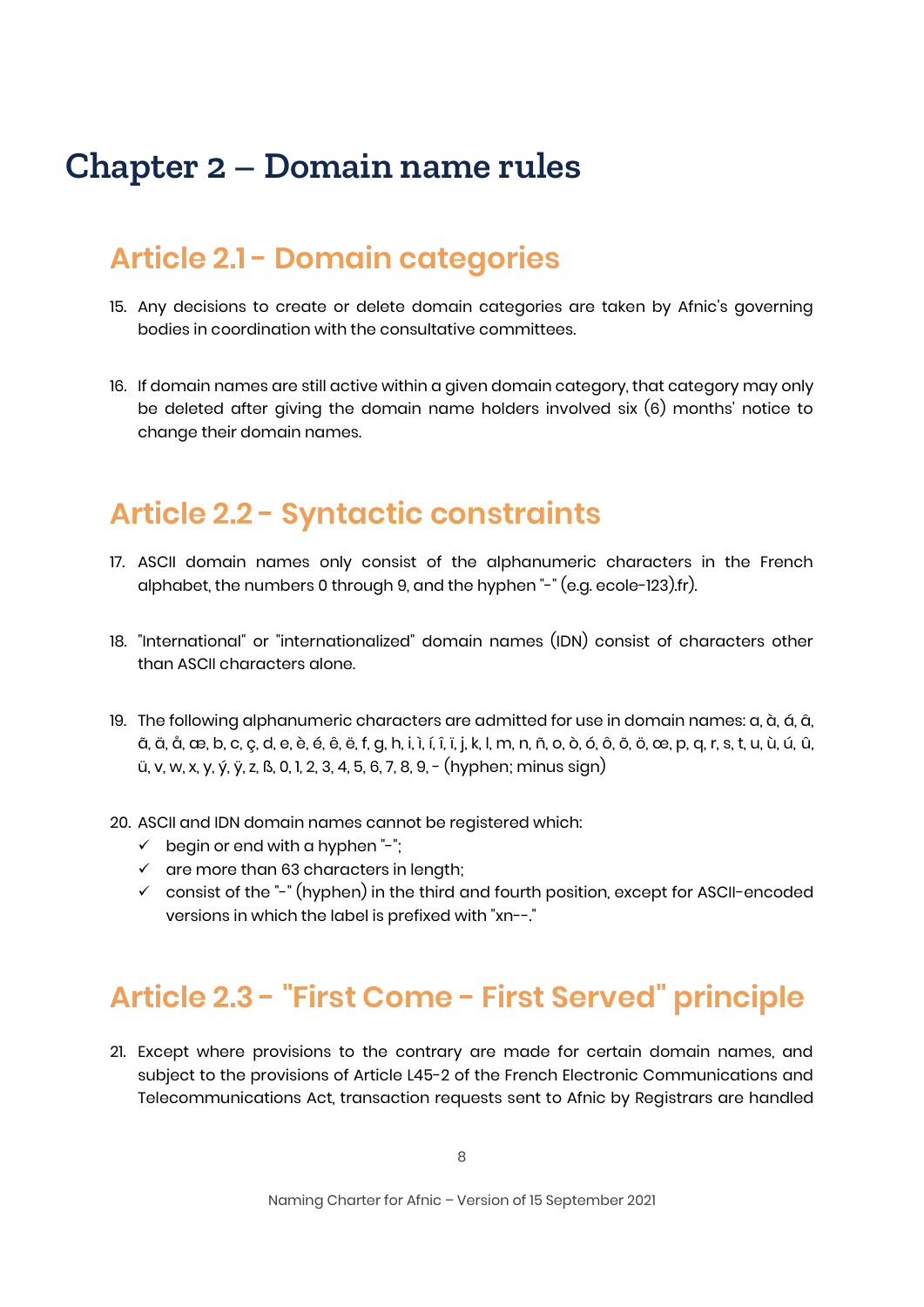# Chapter 2 – Domain name rules

## Article 2.1 - Domain categories

15. Any decisions to create or delete domain categories are taken by Afnic's governing bodies in coordination with the consultative committees.

16. If domain names are still active within a given domain category, that category may only be deleted after giving the domain name holders involved six (6) months' notice to change their domain names.

## Article 2.2 - Syntactic constraints

17. ASCII domain names only consist of the alphanumeric characters in the French alphabet, the numbers 0 through 9, and the hyphen "-" (e.g. ecole-123).fr).

18. "International" or "internationalized" domain names (IDN) consist of characters other than ASCII characters alone.

19. The following alphanumeric characters are admitted for use in domain names: a, à, á, â, ã, ä, å, æ, b, c, ç, d, e, è, é, ê, ë, f, g, h, i, ì, í, î, ï, j, k, l, m, n, ñ, o, ò, ó, ô, õ, ö, œ, p, q, r, s, t, u, ù, ú, û, ü, v, w, x, y, ý, ÿ, z, ß, 0, 1, 2, 3, 4, 5, 6, 7, 8, 9, - (hyphen; minus sign)

20. ASCII and IDN domain names cannot be registered which:
    - ✓ begin or end with a hyphen "-";
    - ✓ are more than 63 characters in length;
    - ✓ consist of the "-" (hyphen) in the third and fourth position, except for ASCII-encoded versions in which the label is prefixed with "xn--."

## Article 2.3 - "First Come - First Served" principle

21. Except where provisions to the contrary are made for certain domain names, and subject to the provisions of Article L45-2 of the French Electronic Communications and Telecommunications Act, transaction requests sent to Afnic by Registrars are handled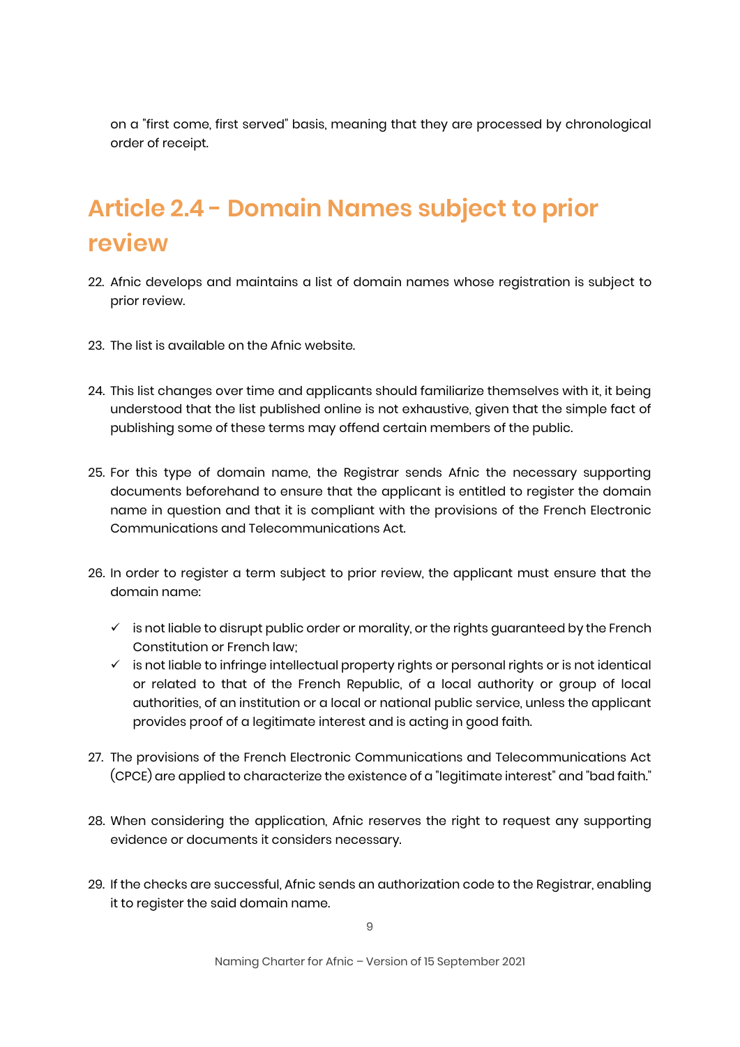on a "first come, first served" basis, meaning that they are processed by chronological order of receipt.

## Article 2.4 - Domain Names subject to prior review

22. Afnic develops and maintains a list of domain names whose registration is subject to prior review.

23. The list is available on the Afnic website.

24. This list changes over time and applicants should familiarize themselves with it, it being understood that the list published online is not exhaustive, given that the simple fact of publishing some of these terms may offend certain members of the public.

25. For this type of domain name, the Registrar sends Afnic the necessary supporting documents beforehand to ensure that the applicant is entitled to register the domain name in question and that it is compliant with the provisions of the French Electronic Communications and Telecommunications Act.

26. In order to register a term subject to prior review, the applicant must ensure that the domain name:

    - ✓ is not liable to disrupt public order or morality, or the rights guaranteed by the French Constitution or French law;
    - ✓ is not liable to infringe intellectual property rights or personal rights or is not identical or related to that of the French Republic, of a local authority or group of local authorities, of an institution or a local or national public service, unless the applicant provides proof of a legitimate interest and is acting in good faith.

27. The provisions of the French Electronic Communications and Telecommunications Act (CPCE) are applied to characterize the existence of a "legitimate interest" and "bad faith."

28. When considering the application, Afnic reserves the right to request any supporting evidence or documents it considers necessary.

29. If the checks are successful, Afnic sends an authorization code to the Registrar, enabling it to register the said domain name.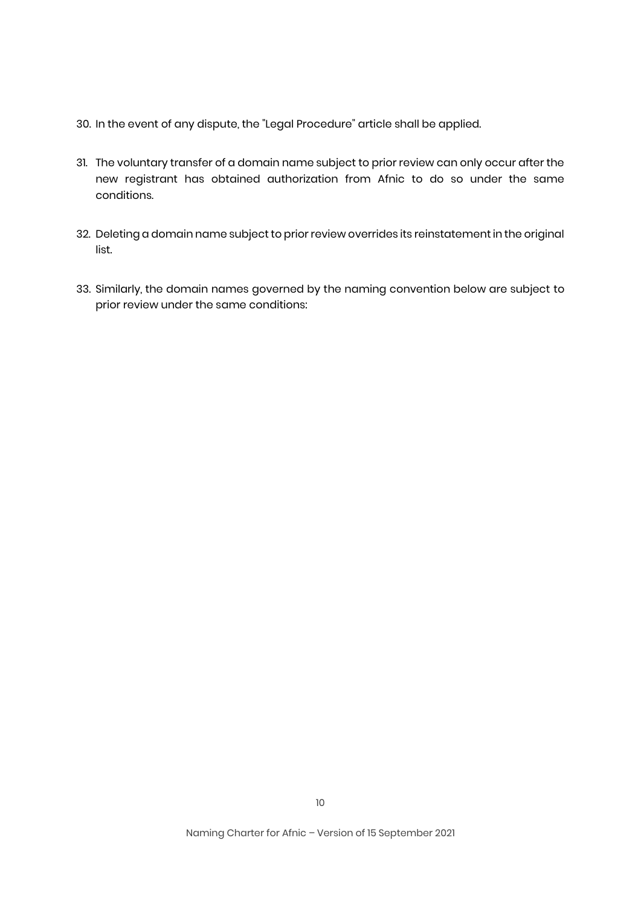30. In the event of any dispute, the "Legal Procedure" article shall be applied.

31. The voluntary transfer of a domain name subject to prior review can only occur after the new registrant has obtained authorization from Afnic to do so under the same conditions.

32. Deleting a domain name subject to prior review overrides its reinstatement in the original list.

33. Similarly, the domain names governed by the naming convention below are subject to prior review under the same conditions: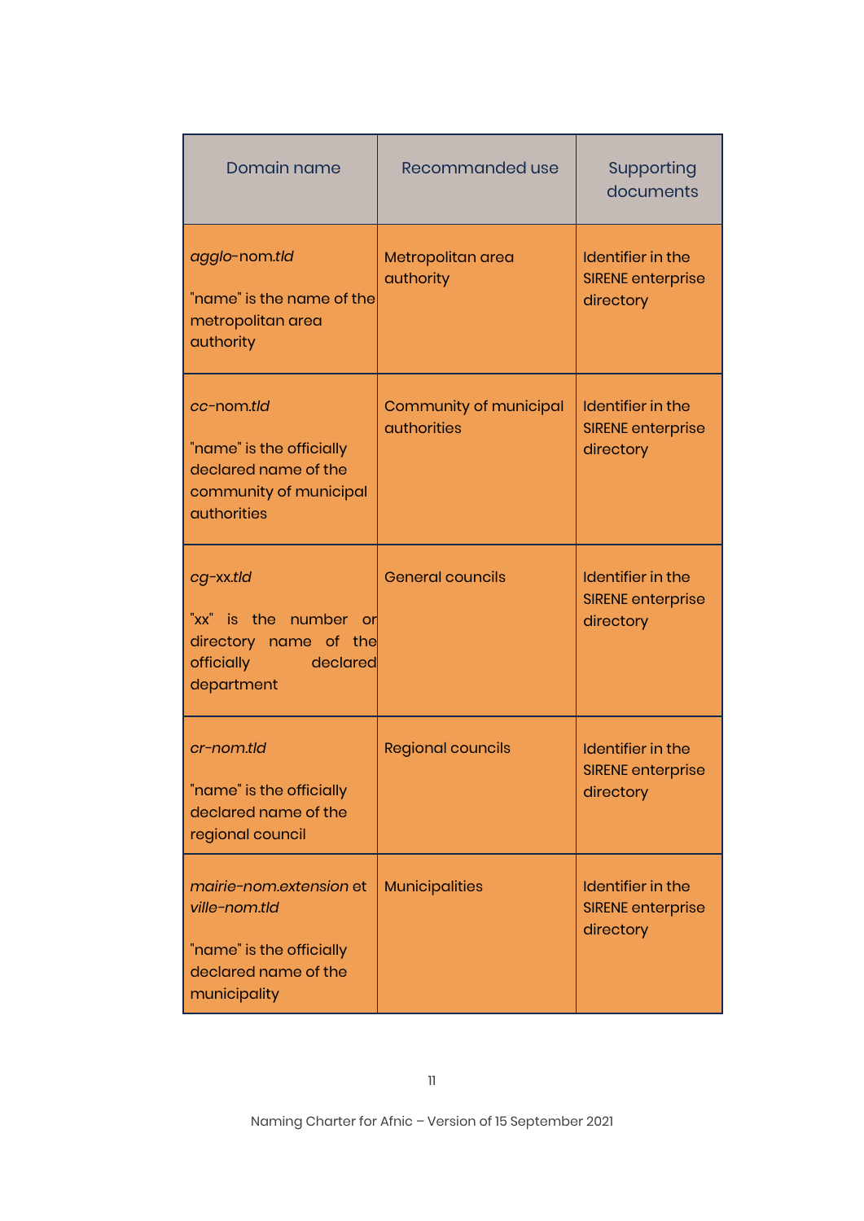| Domain name | Recommanded use | Supporting documents |
|---|---|---|
| *agglo*-nom.*tld*<br><br>"name" is the name of the metropolitan area authority | Metropolitan area authority | Identifier in the SIRENE enterprise directory |
| *cc*-nom.*tld*<br><br>"name" is the officially declared name of the community of municipal authorities | Community of municipal authorities | Identifier in the SIRENE enterprise directory |
| *cg*-xx.*tld*<br><br>"xx" is the number or directory name of the officially declared department | General councils | Identifier in the SIRENE enterprise directory |
| *cr-nom.tld*<br><br>"name" is the officially declared name of the regional council | Regional councils | Identifier in the SIRENE enterprise directory |
| *mairie-nom.extension* et *ville-nom.tld*<br><br>"name" is the officially declared name of the municipality | Municipalities | Identifier in the SIRENE enterprise directory |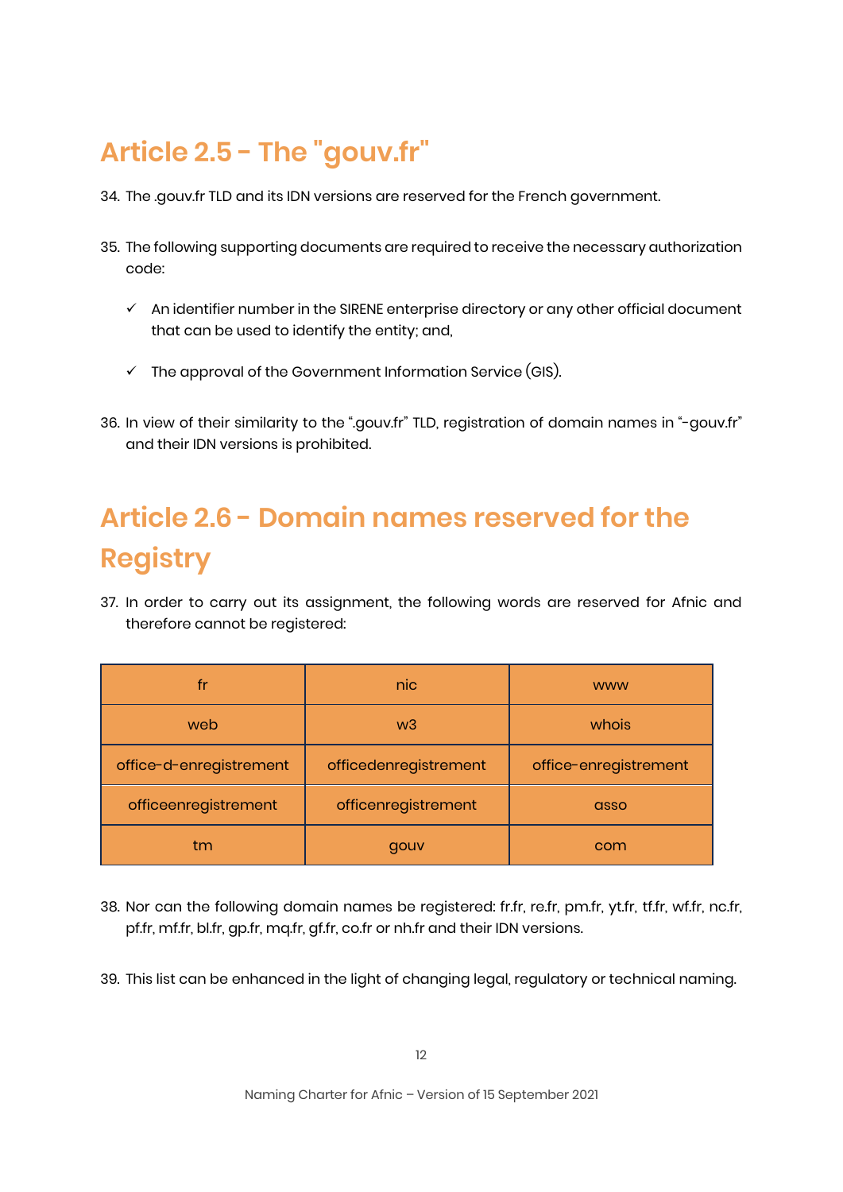## Article 2.5 - The "gouv.fr"

34. The .gouv.fr TLD and its IDN versions are reserved for the French government.

35. The following supporting documents are required to receive the necessary authorization code:

    ✓ An identifier number in the SIRENE enterprise directory or any other official document that can be used to identify the entity; and,

    ✓ The approval of the Government Information Service (GIS).

36. In view of their similarity to the ".gouv.fr" TLD, registration of domain names in "-gouv.fr" and their IDN versions is prohibited.

## Article 2.6 - Domain names reserved for the Registry

37. In order to carry out its assignment, the following words are reserved for Afnic and therefore cannot be registered:

| | | |
|---|---|---|
| fr | nic | www |
| web | w3 | whois |
| office-d-enregistrement | officedenregistrement | office-enregistrement |
| officeenregistrement | officenregistrement | asso |
| tm | gouv | com |

38. Nor can the following domain names be registered: fr.fr, re.fr, pm.fr, yt.fr, tf.fr, wf.fr, nc.fr, pf.fr, mf.fr, bl.fr, gp.fr, mq.fr, gf.fr, co.fr or nh.fr and their IDN versions.

39. This list can be enhanced in the light of changing legal, regulatory or technical naming.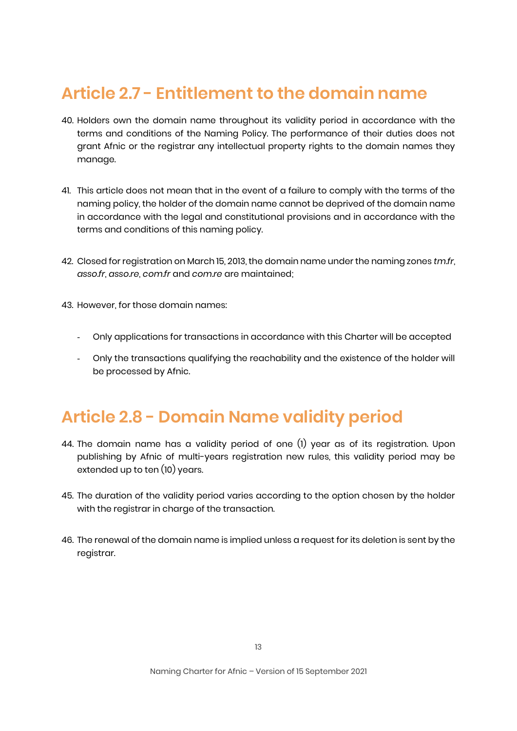# Article 2.7 - Entitlement to the domain name

40. Holders own the domain name throughout its validity period in accordance with the terms and conditions of the Naming Policy. The performance of their duties does not grant Afnic or the registrar any intellectual property rights to the domain names they manage.

41. This article does not mean that in the event of a failure to comply with the terms of the naming policy, the holder of the domain name cannot be deprived of the domain name in accordance with the legal and constitutional provisions and in accordance with the terms and conditions of this naming policy.

42. Closed for registration on March 15, 2013, the domain name under the naming zones *tm.fr*, *asso.fr*, *asso.re*, *com.fr* and *com.re* are maintained;

43. However, for those domain names:

    - Only applications for transactions in accordance with this Charter will be accepted
    - Only the transactions qualifying the reachability and the existence of the holder will be processed by Afnic.

# Article 2.8 - Domain Name validity period

44. The domain name has a validity period of one (1) year as of its registration. Upon publishing by Afnic of multi-years registration new rules, this validity period may be extended up to ten (10) years.

45. The duration of the validity period varies according to the option chosen by the holder with the registrar in charge of the transaction.

46. The renewal of the domain name is implied unless a request for its deletion is sent by the registrar.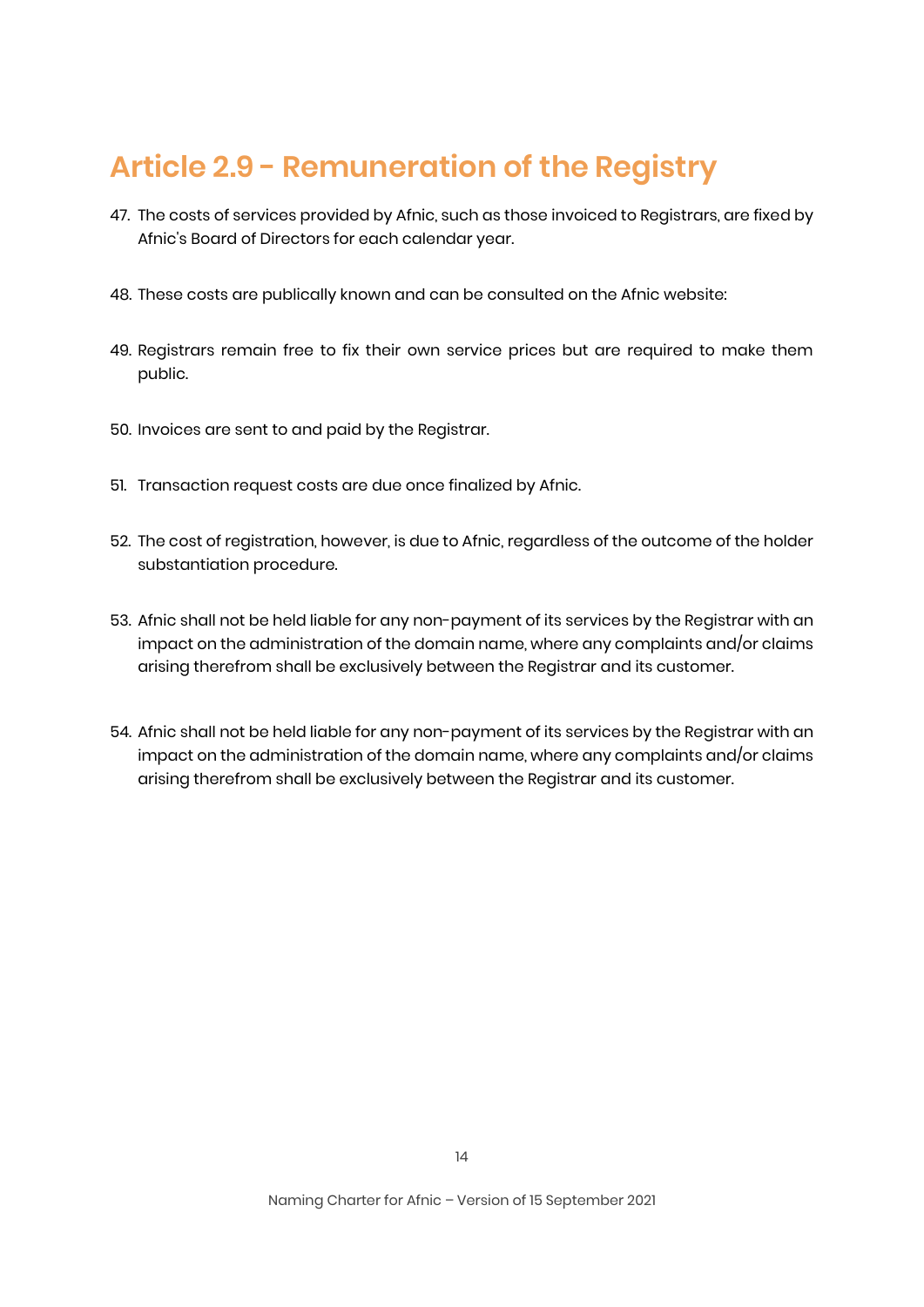## Article 2.9 - Remuneration of the Registry

47. The costs of services provided by Afnic, such as those invoiced to Registrars, are fixed by Afnic's Board of Directors for each calendar year.

48. These costs are publically known and can be consulted on the Afnic website:

49. Registrars remain free to fix their own service prices but are required to make them public.

50. Invoices are sent to and paid by the Registrar.

51. Transaction request costs are due once finalized by Afnic.

52. The cost of registration, however, is due to Afnic, regardless of the outcome of the holder substantiation procedure.

53. Afnic shall not be held liable for any non-payment of its services by the Registrar with an impact on the administration of the domain name, where any complaints and/or claims arising therefrom shall be exclusively between the Registrar and its customer.

54. Afnic shall not be held liable for any non-payment of its services by the Registrar with an impact on the administration of the domain name, where any complaints and/or claims arising therefrom shall be exclusively between the Registrar and its customer.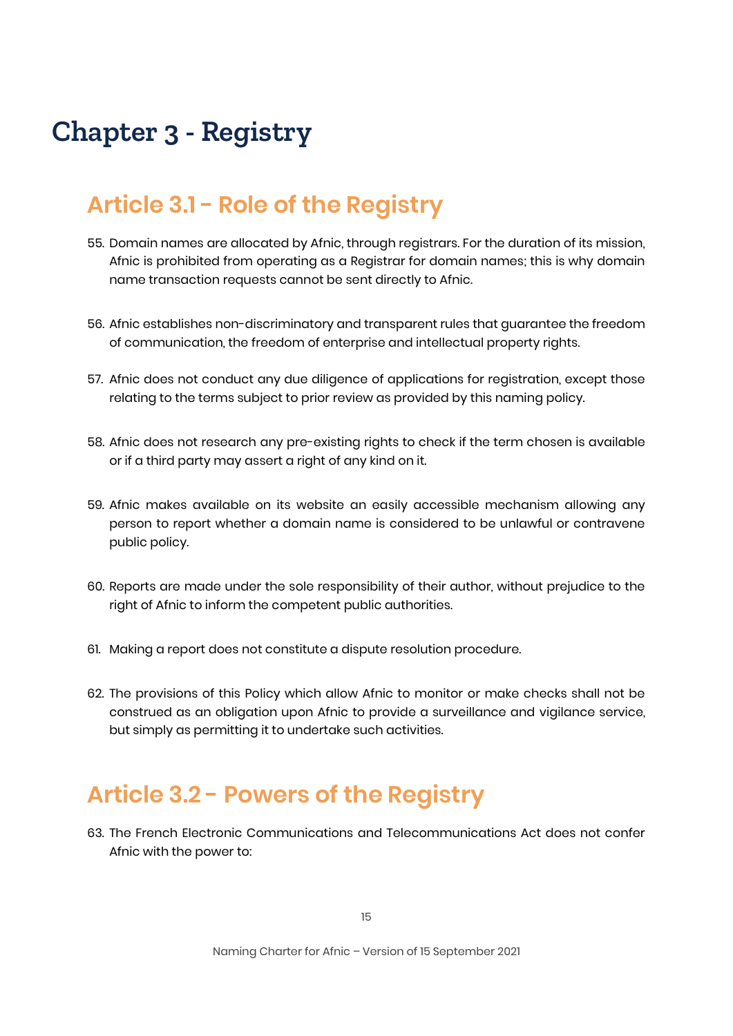# Chapter 3 - Registry

## Article 3.1 - Role of the Registry

55. Domain names are allocated by Afnic, through registrars. For the duration of its mission, Afnic is prohibited from operating as a Registrar for domain names; this is why domain name transaction requests cannot be sent directly to Afnic.

56. Afnic establishes non-discriminatory and transparent rules that guarantee the freedom of communication, the freedom of enterprise and intellectual property rights.

57. Afnic does not conduct any due diligence of applications for registration, except those relating to the terms subject to prior review as provided by this naming policy.

58. Afnic does not research any pre-existing rights to check if the term chosen is available or if a third party may assert a right of any kind on it.

59. Afnic makes available on its website an easily accessible mechanism allowing any person to report whether a domain name is considered to be unlawful or contravene public policy.

60. Reports are made under the sole responsibility of their author, without prejudice to the right of Afnic to inform the competent public authorities.

61. Making a report does not constitute a dispute resolution procedure.

62. The provisions of this Policy which allow Afnic to monitor or make checks shall not be construed as an obligation upon Afnic to provide a surveillance and vigilance service, but simply as permitting it to undertake such activities.

## Article 3.2 - Powers of the Registry

63. The French Electronic Communications and Telecommunications Act does not confer Afnic with the power to: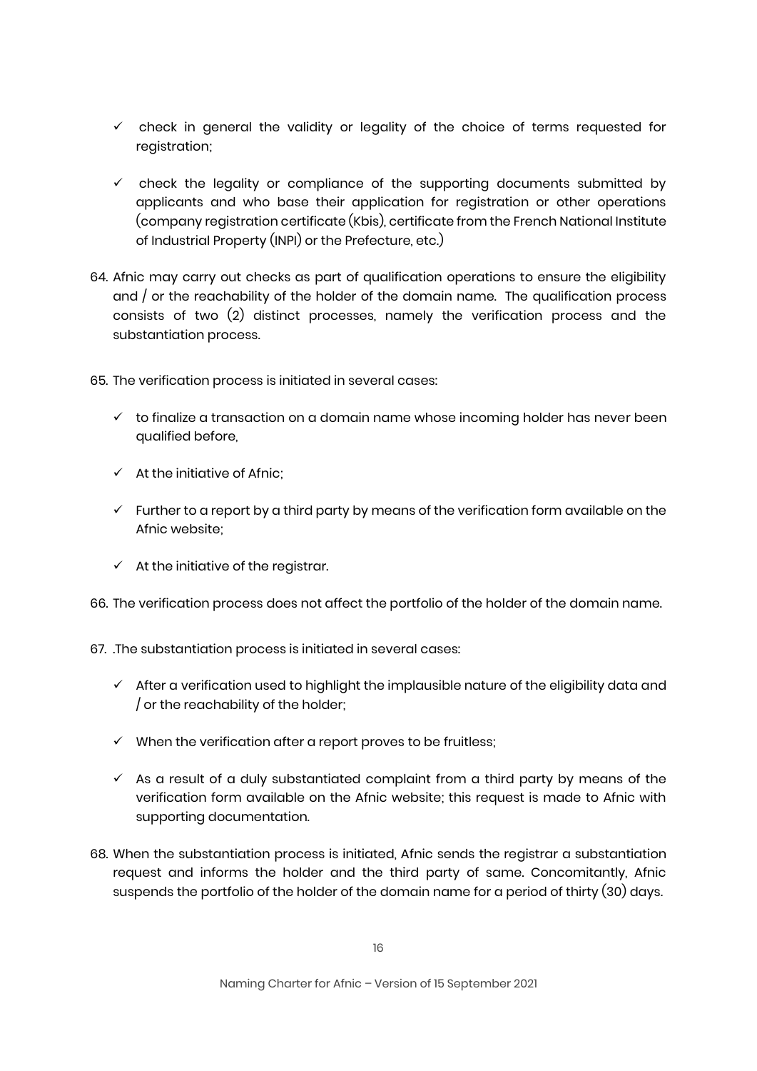- ✓ check in general the validity or legality of the choice of terms requested for registration;

- ✓ check the legality or compliance of the supporting documents submitted by applicants and who base their application for registration or other operations (company registration certificate (Kbis), certificate from the French National Institute of Industrial Property (INPI) or the Prefecture, etc.)

64. Afnic may carry out checks as part of qualification operations to ensure the eligibility and / or the reachability of the holder of the domain name. The qualification process consists of two (2) distinct processes, namely the verification process and the substantiation process.

65. The verification process is initiated in several cases:

    - ✓ to finalize a transaction on a domain name whose incoming holder has never been qualified before,
    - ✓ At the initiative of Afnic;
    - ✓ Further to a report by a third party by means of the verification form available on the Afnic website;
    - ✓ At the initiative of the registrar.

66. The verification process does not affect the portfolio of the holder of the domain name.

67. .The substantiation process is initiated in several cases:

    - ✓ After a verification used to highlight the implausible nature of the eligibility data and / or the reachability of the holder;
    - ✓ When the verification after a report proves to be fruitless;
    - ✓ As a result of a duly substantiated complaint from a third party by means of the verification form available on the Afnic website; this request is made to Afnic with supporting documentation.

68. When the substantiation process is initiated, Afnic sends the registrar a substantiation request and informs the holder and the third party of same. Concomitantly, Afnic suspends the portfolio of the holder of the domain name for a period of thirty (30) days.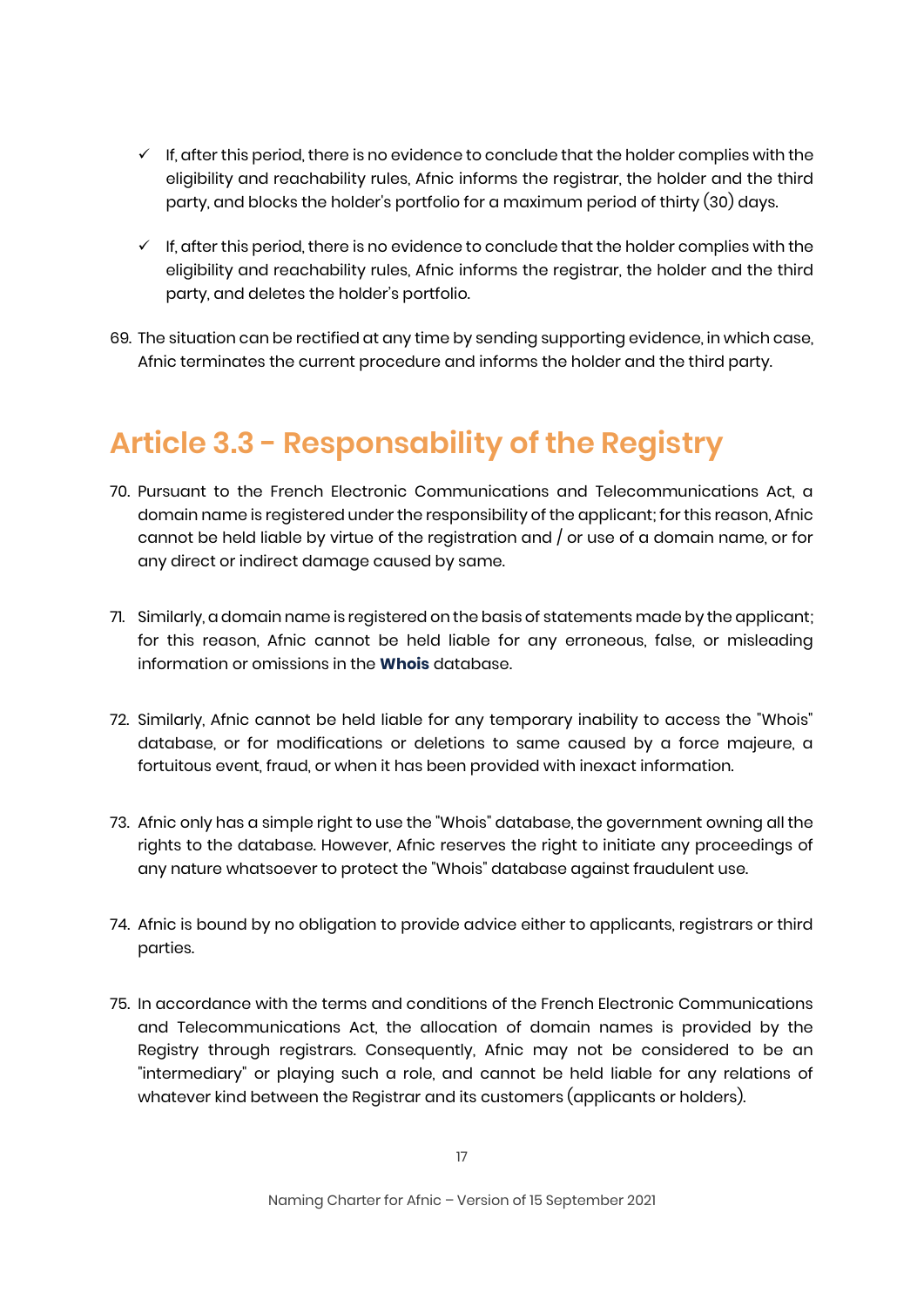- ✓ If, after this period, there is no evidence to conclude that the holder complies with the eligibility and reachability rules, Afnic informs the registrar, the holder and the third party, and blocks the holder's portfolio for a maximum period of thirty (30) days.

- ✓ If, after this period, there is no evidence to conclude that the holder complies with the eligibility and reachability rules, Afnic informs the registrar, the holder and the third party, and deletes the holder's portfolio.

69. The situation can be rectified at any time by sending supporting evidence, in which case, Afnic terminates the current procedure and informs the holder and the third party.

## Article 3.3 - Responsability of the Registry

70. Pursuant to the French Electronic Communications and Telecommunications Act, a domain name is registered under the responsibility of the applicant; for this reason, Afnic cannot be held liable by virtue of the registration and / or use of a domain name, or for any direct or indirect damage caused by same.

71. Similarly, a domain name is registered on the basis of statements made by the applicant; for this reason, Afnic cannot be held liable for any erroneous, false, or misleading information or omissions in the **Whois** database.

72. Similarly, Afnic cannot be held liable for any temporary inability to access the "Whois" database, or for modifications or deletions to same caused by a force majeure, a fortuitous event, fraud, or when it has been provided with inexact information.

73. Afnic only has a simple right to use the "Whois" database, the government owning all the rights to the database. However, Afnic reserves the right to initiate any proceedings of any nature whatsoever to protect the "Whois" database against fraudulent use.

74. Afnic is bound by no obligation to provide advice either to applicants, registrars or third parties.

75. In accordance with the terms and conditions of the French Electronic Communications and Telecommunications Act, the allocation of domain names is provided by the Registry through registrars. Consequently, Afnic may not be considered to be an "intermediary" or playing such a role, and cannot be held liable for any relations of whatever kind between the Registrar and its customers (applicants or holders).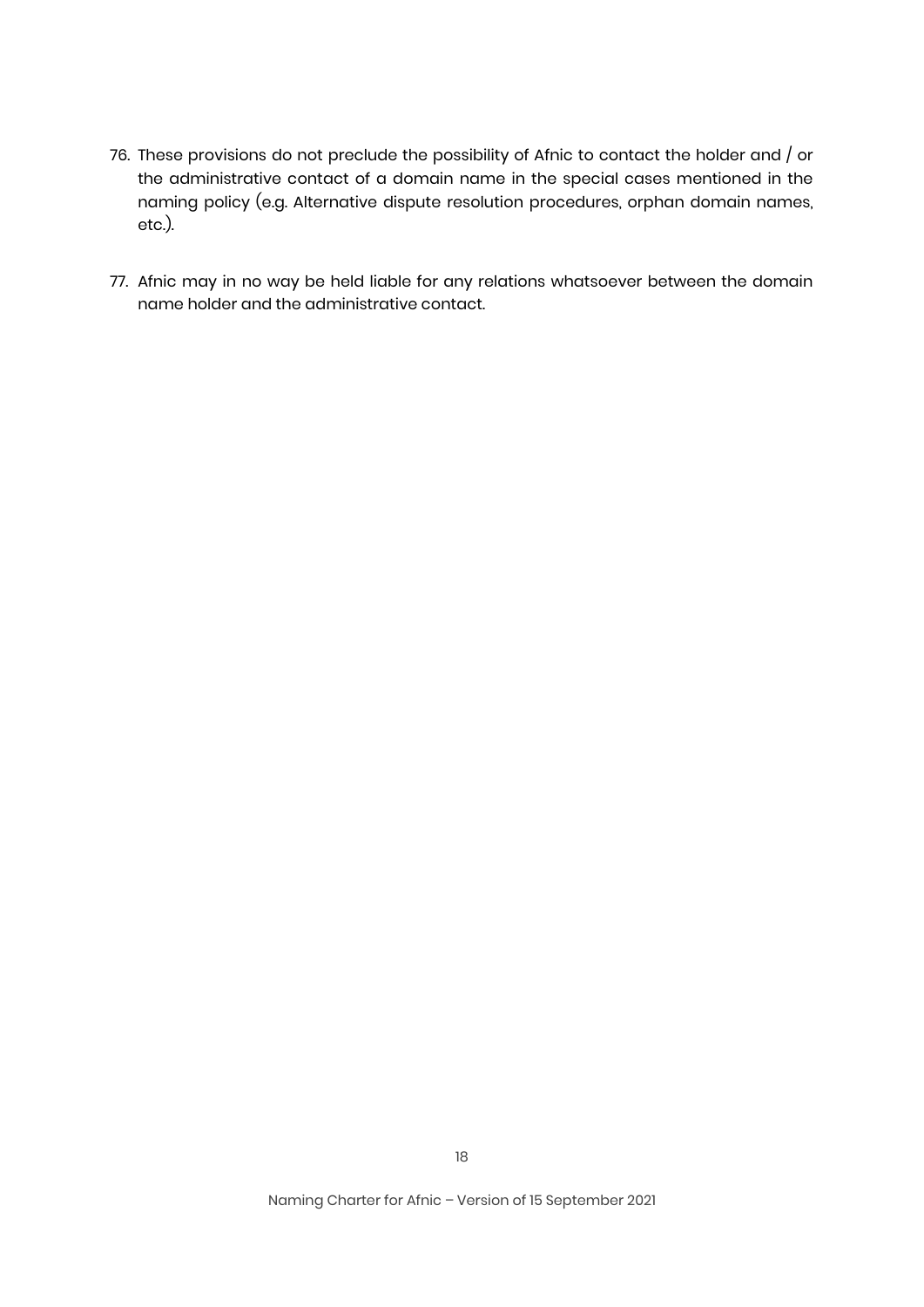76. These provisions do not preclude the possibility of Afnic to contact the holder and / or the administrative contact of a domain name in the special cases mentioned in the naming policy (e.g. Alternative dispute resolution procedures, orphan domain names, etc.).

77. Afnic may in no way be held liable for any relations whatsoever between the domain name holder and the administrative contact.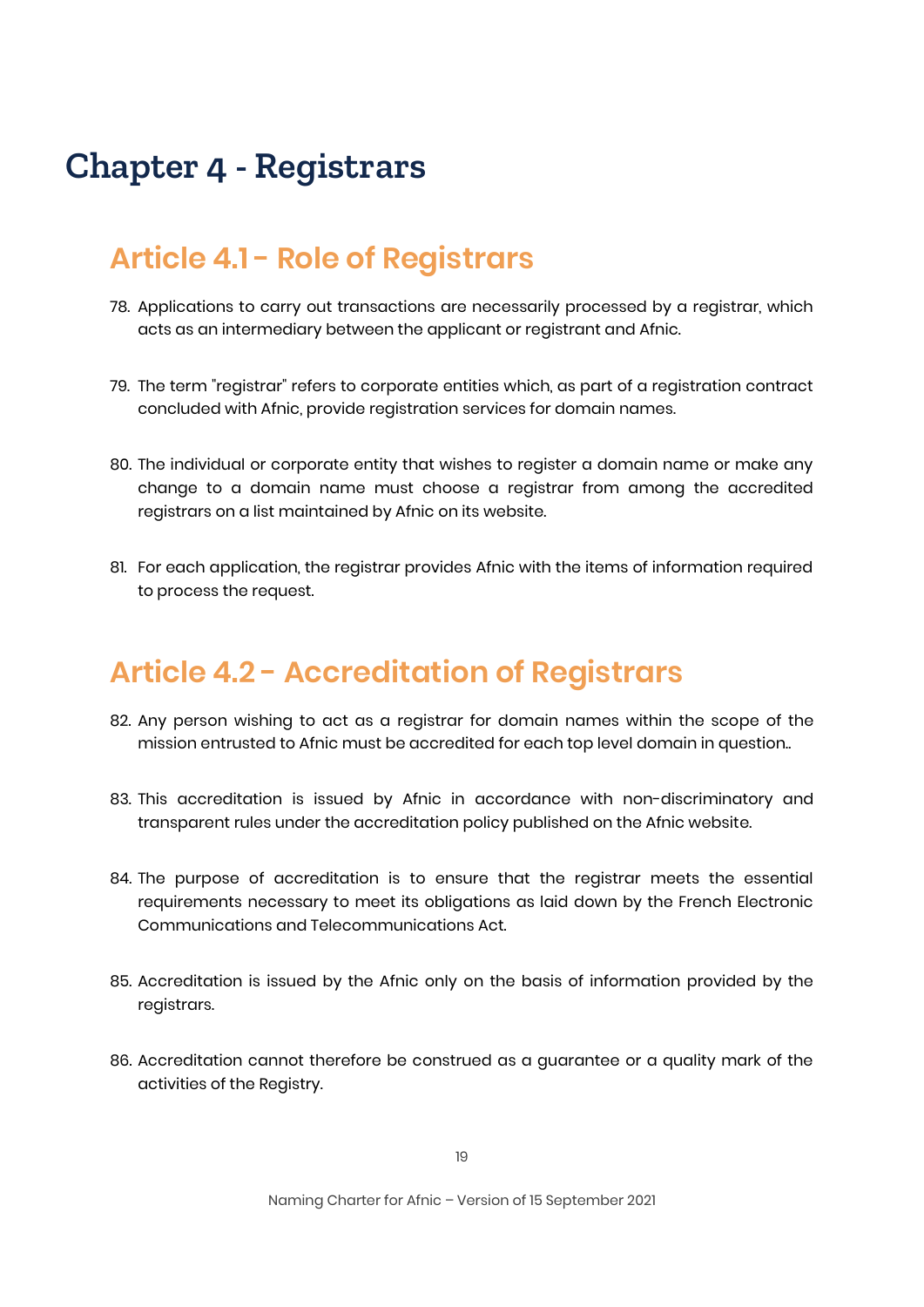# Chapter 4 - Registrars

## Article 4.1 - Role of Registrars

78. Applications to carry out transactions are necessarily processed by a registrar, which acts as an intermediary between the applicant or registrant and Afnic.

79. The term "registrar" refers to corporate entities which, as part of a registration contract concluded with Afnic, provide registration services for domain names.

80. The individual or corporate entity that wishes to register a domain name or make any change to a domain name must choose a registrar from among the accredited registrars on a list maintained by Afnic on its website.

81. For each application, the registrar provides Afnic with the items of information required to process the request.

## Article 4.2 - Accreditation of Registrars

82. Any person wishing to act as a registrar for domain names within the scope of the mission entrusted to Afnic must be accredited for each top level domain in question..

83. This accreditation is issued by Afnic in accordance with non-discriminatory and transparent rules under the accreditation policy published on the Afnic website.

84. The purpose of accreditation is to ensure that the registrar meets the essential requirements necessary to meet its obligations as laid down by the French Electronic Communications and Telecommunications Act.

85. Accreditation is issued by the Afnic only on the basis of information provided by the registrars.

86. Accreditation cannot therefore be construed as a guarantee or a quality mark of the activities of the Registry.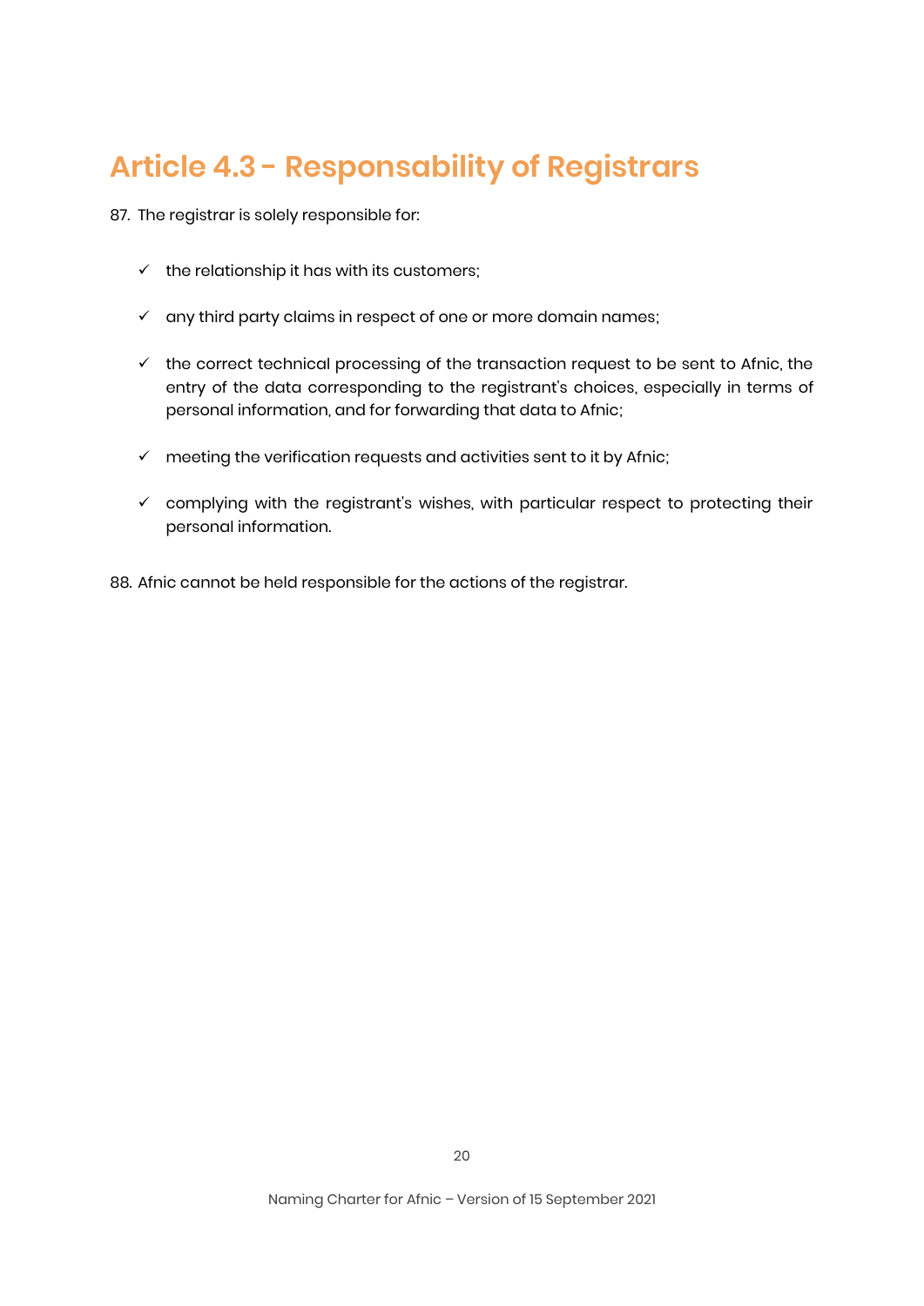## Article 4.3 - Responsability of Registrars

87. The registrar is solely responsible for:

- ✓ the relationship it has with its customers;
- ✓ any third party claims in respect of one or more domain names;
- ✓ the correct technical processing of the transaction request to be sent to Afnic, the entry of the data corresponding to the registrant's choices, especially in terms of personal information, and for forwarding that data to Afnic;
- ✓ meeting the verification requests and activities sent to it by Afnic;
- ✓ complying with the registrant's wishes, with particular respect to protecting their personal information.

88. Afnic cannot be held responsible for the actions of the registrar.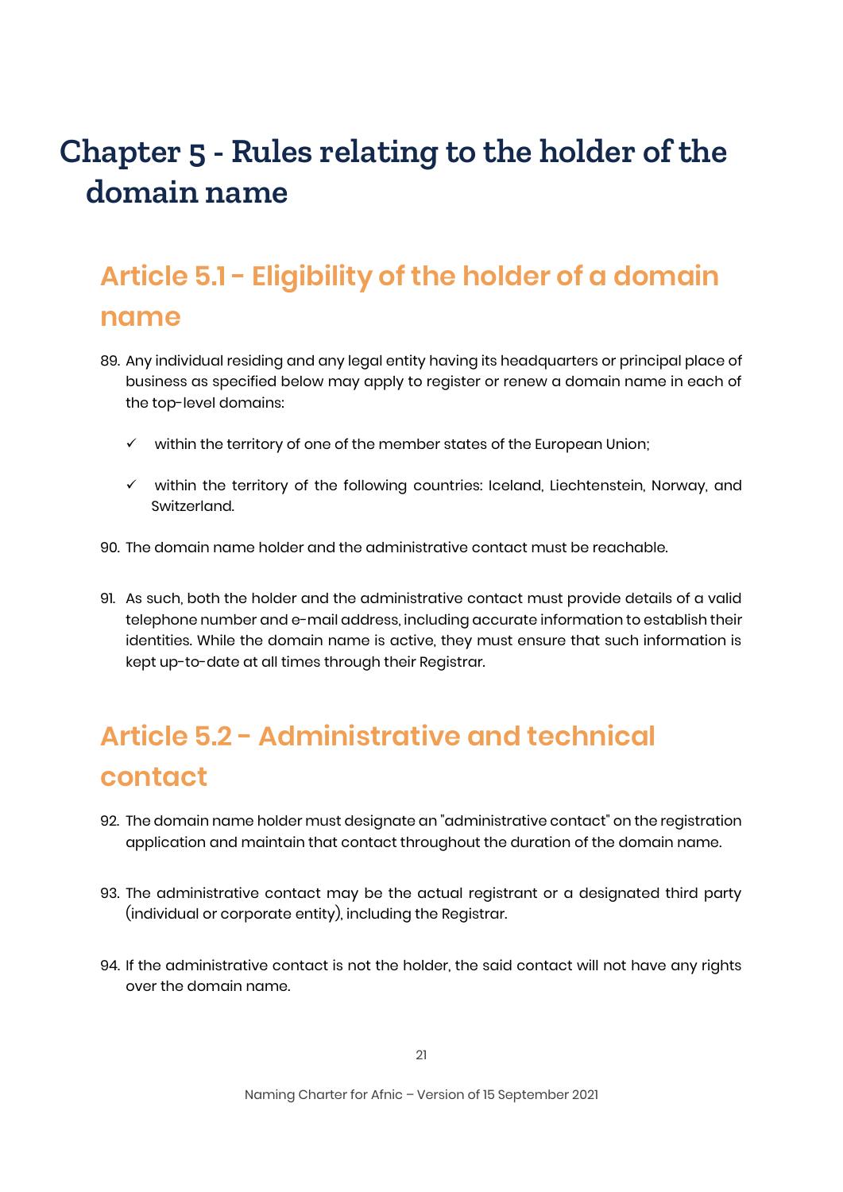# Chapter 5 - Rules relating to the holder of the domain name

## Article 5.1 - Eligibility of the holder of a domain name

89. Any individual residing and any legal entity having its headquarters or principal place of business as specified below may apply to register or renew a domain name in each of the top-level domains:

    ✓ within the territory of one of the member states of the European Union;

    ✓ within the territory of the following countries: Iceland, Liechtenstein, Norway, and Switzerland.

90. The domain name holder and the administrative contact must be reachable.

91. As such, both the holder and the administrative contact must provide details of a valid telephone number and e-mail address, including accurate information to establish their identities. While the domain name is active, they must ensure that such information is kept up-to-date at all times through their Registrar.

## Article 5.2 - Administrative and technical contact

92. The domain name holder must designate an "administrative contact" on the registration application and maintain that contact throughout the duration of the domain name.

93. The administrative contact may be the actual registrant or a designated third party (individual or corporate entity), including the Registrar.

94. If the administrative contact is not the holder, the said contact will not have any rights over the domain name.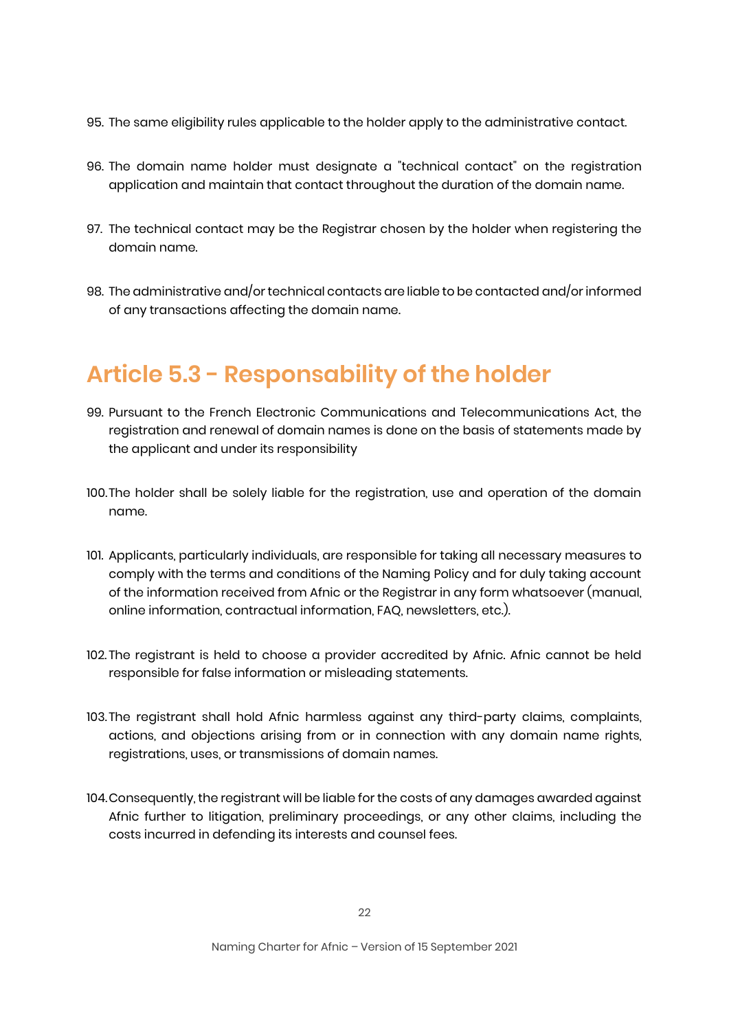95. The same eligibility rules applicable to the holder apply to the administrative contact.

96. The domain name holder must designate a "technical contact" on the registration application and maintain that contact throughout the duration of the domain name.

97. The technical contact may be the Registrar chosen by the holder when registering the domain name.

98. The administrative and/or technical contacts are liable to be contacted and/or informed of any transactions affecting the domain name.

## Article 5.3 - Responsability of the holder

99. Pursuant to the French Electronic Communications and Telecommunications Act, the registration and renewal of domain names is done on the basis of statements made by the applicant and under its responsibility

100. The holder shall be solely liable for the registration, use and operation of the domain name.

101. Applicants, particularly individuals, are responsible for taking all necessary measures to comply with the terms and conditions of the Naming Policy and for duly taking account of the information received from Afnic or the Registrar in any form whatsoever (manual, online information, contractual information, FAQ, newsletters, etc.).

102. The registrant is held to choose a provider accredited by Afnic. Afnic cannot be held responsible for false information or misleading statements.

103. The registrant shall hold Afnic harmless against any third-party claims, complaints, actions, and objections arising from or in connection with any domain name rights, registrations, uses, or transmissions of domain names.

104. Consequently, the registrant will be liable for the costs of any damages awarded against Afnic further to litigation, preliminary proceedings, or any other claims, including the costs incurred in defending its interests and counsel fees.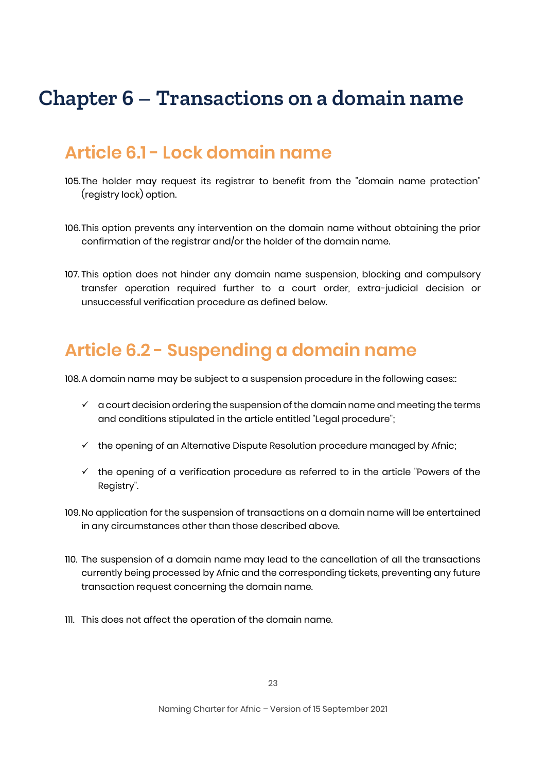# Chapter 6 – Transactions on a domain name

## Article 6.1 - Lock domain name

105. The holder may request its registrar to benefit from the "domain name protection" (registry lock) option.

106. This option prevents any intervention on the domain name without obtaining the prior confirmation of the registrar and/or the holder of the domain name.

107. This option does not hinder any domain name suspension, blocking and compulsory transfer operation required further to a court order, extra-judicial decision or unsuccessful verification procedure as defined below.

## Article 6.2 - Suspending a domain name

108. A domain name may be subject to a suspension procedure in the following cases::

- ✓ a court decision ordering the suspension of the domain name and meeting the terms and conditions stipulated in the article entitled "Legal procedure";
- ✓ the opening of an Alternative Dispute Resolution procedure managed by Afnic;
- ✓ the opening of a verification procedure as referred to in the article "Powers of the Registry".

109. No application for the suspension of transactions on a domain name will be entertained in any circumstances other than those described above.

110. The suspension of a domain name may lead to the cancellation of all the transactions currently being processed by Afnic and the corresponding tickets, preventing any future transaction request concerning the domain name.

111. This does not affect the operation of the domain name.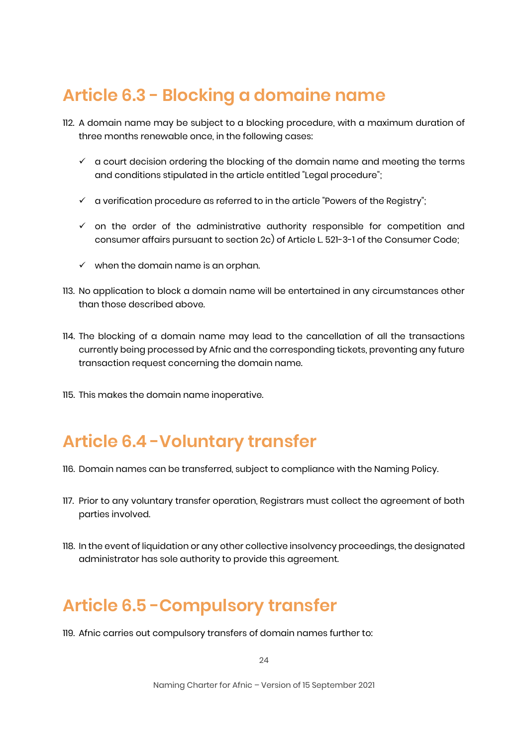## Article 6.3 - Blocking a domaine name

112. A domain name may be subject to a blocking procedure, with a maximum duration of three months renewable once, in the following cases:

   ✓ a court decision ordering the blocking of the domain name and meeting the terms and conditions stipulated in the article entitled "Legal procedure";

   ✓ a verification procedure as referred to in the article "Powers of the Registry";

   ✓ on the order of the administrative authority responsible for competition and consumer affairs pursuant to section 2c) of Article L. 521-3-1 of the Consumer Code;

   ✓ when the domain name is an orphan.

113. No application to block a domain name will be entertained in any circumstances other than those described above.

114. The blocking of a domain name may lead to the cancellation of all the transactions currently being processed by Afnic and the corresponding tickets, preventing any future transaction request concerning the domain name.

115. This makes the domain name inoperative.

## Article 6.4 - Voluntary transfer

116. Domain names can be transferred, subject to compliance with the Naming Policy.

117. Prior to any voluntary transfer operation, Registrars must collect the agreement of both parties involved.

118. In the event of liquidation or any other collective insolvency proceedings, the designated administrator has sole authority to provide this agreement.

## Article 6.5 - Compulsory transfer

119. Afnic carries out compulsory transfers of domain names further to: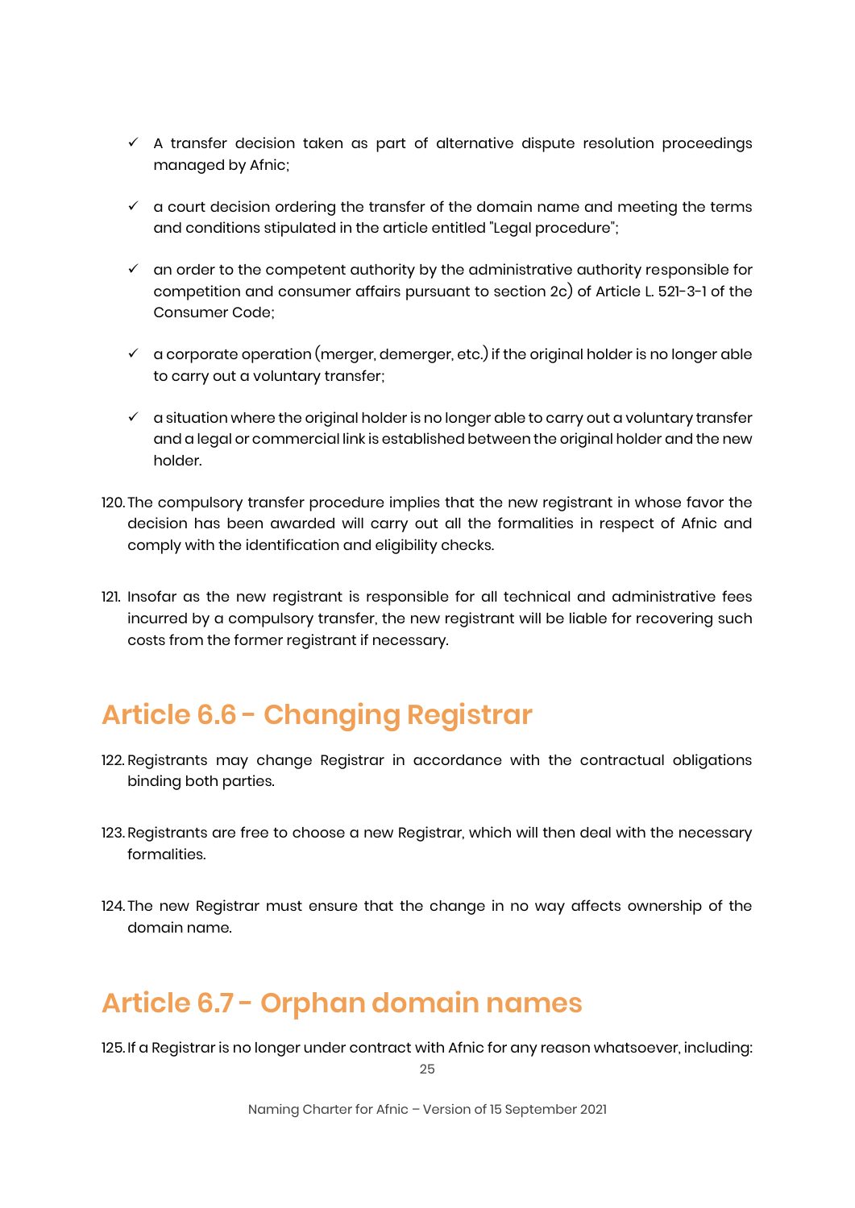- ✓ A transfer decision taken as part of alternative dispute resolution proceedings managed by Afnic;
- ✓ a court decision ordering the transfer of the domain name and meeting the terms and conditions stipulated in the article entitled "Legal procedure";
- ✓ an order to the competent authority by the administrative authority responsible for competition and consumer affairs pursuant to section 2c) of Article L. 521-3-1 of the Consumer Code;
- ✓ a corporate operation (merger, demerger, etc.) if the original holder is no longer able to carry out a voluntary transfer;
- ✓ a situation where the original holder is no longer able to carry out a voluntary transfer and a legal or commercial link is established between the original holder and the new holder.

120. The compulsory transfer procedure implies that the new registrant in whose favor the decision has been awarded will carry out all the formalities in respect of Afnic and comply with the identification and eligibility checks.

121. Insofar as the new registrant is responsible for all technical and administrative fees incurred by a compulsory transfer, the new registrant will be liable for recovering such costs from the former registrant if necessary.

## Article 6.6 - Changing Registrar

122. Registrants may change Registrar in accordance with the contractual obligations binding both parties.

123. Registrants are free to choose a new Registrar, which will then deal with the necessary formalities.

124. The new Registrar must ensure that the change in no way affects ownership of the domain name.

## Article 6.7 - Orphan domain names

125. If a Registrar is no longer under contract with Afnic for any reason whatsoever, including: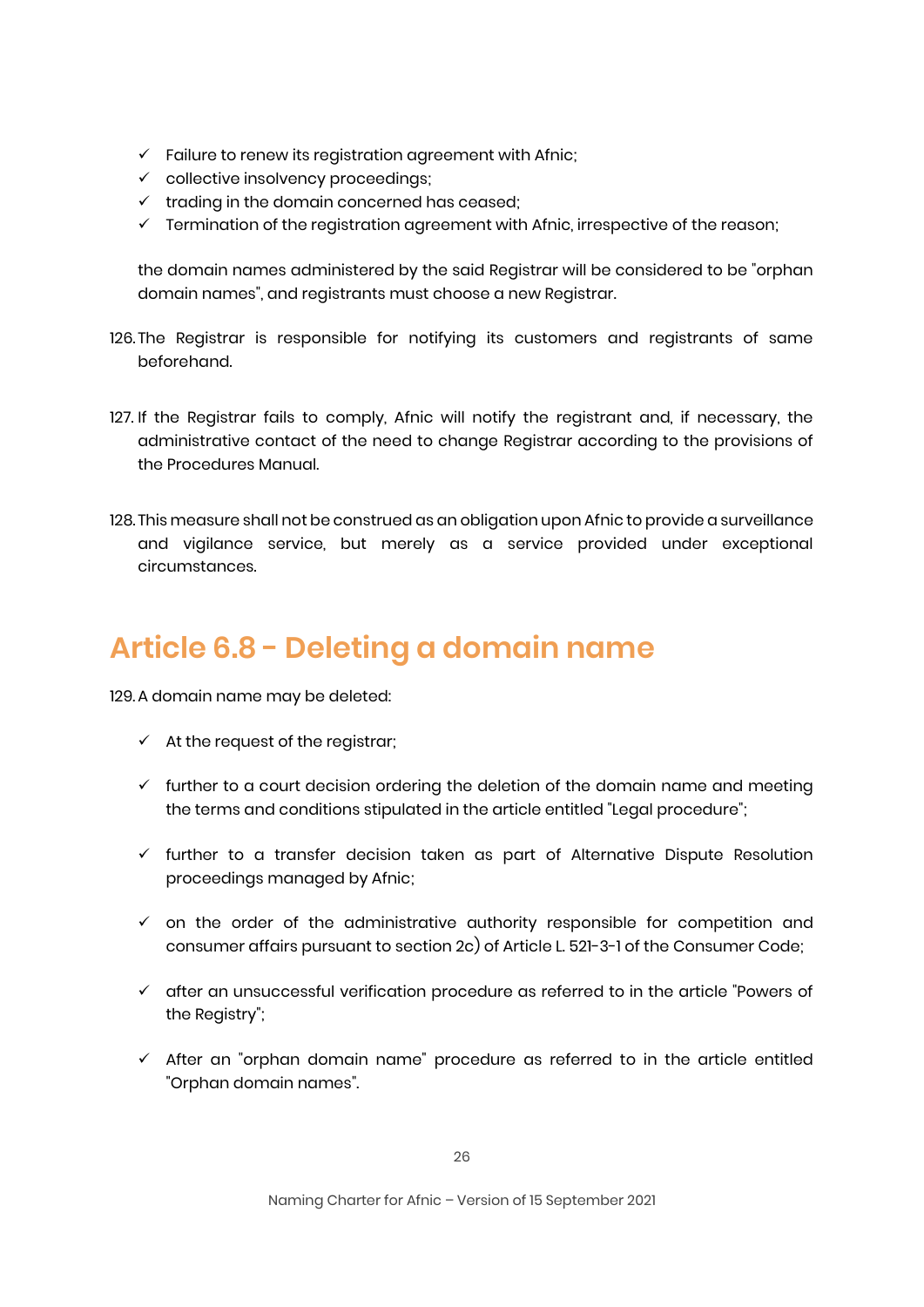- ✓ Failure to renew its registration agreement with Afnic;
- ✓ collective insolvency proceedings;
- ✓ trading in the domain concerned has ceased;
- ✓ Termination of the registration agreement with Afnic, irrespective of the reason;

the domain names administered by the said Registrar will be considered to be "orphan domain names", and registrants must choose a new Registrar.

126. The Registrar is responsible for notifying its customers and registrants of same beforehand.

127. If the Registrar fails to comply, Afnic will notify the registrant and, if necessary, the administrative contact of the need to change Registrar according to the provisions of the Procedures Manual.

128. This measure shall not be construed as an obligation upon Afnic to provide a surveillance and vigilance service, but merely as a service provided under exceptional circumstances.

## Article 6.8 - Deleting a domain name

129. A domain name may be deleted:

- ✓ At the request of the registrar;
- ✓ further to a court decision ordering the deletion of the domain name and meeting the terms and conditions stipulated in the article entitled "Legal procedure";
- ✓ further to a transfer decision taken as part of Alternative Dispute Resolution proceedings managed by Afnic;
- ✓ on the order of the administrative authority responsible for competition and consumer affairs pursuant to section 2c) of Article L. 521-3-1 of the Consumer Code;
- ✓ after an unsuccessful verification procedure as referred to in the article "Powers of the Registry";
- ✓ After an "orphan domain name" procedure as referred to in the article entitled "Orphan domain names".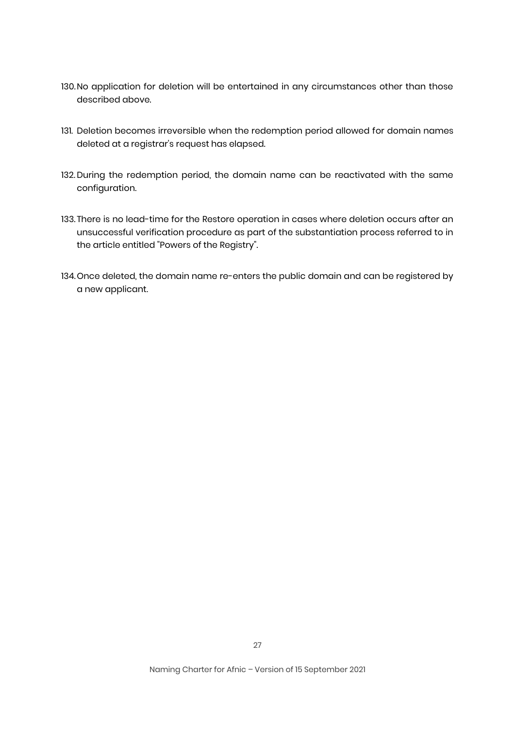130. No application for deletion will be entertained in any circumstances other than those described above.

131. Deletion becomes irreversible when the redemption period allowed for domain names deleted at a registrar's request has elapsed.

132. During the redemption period, the domain name can be reactivated with the same configuration.

133. There is no lead-time for the Restore operation in cases where deletion occurs after an unsuccessful verification procedure as part of the substantiation process referred to in the article entitled "Powers of the Registry".

134. Once deleted, the domain name re-enters the public domain and can be registered by a new applicant.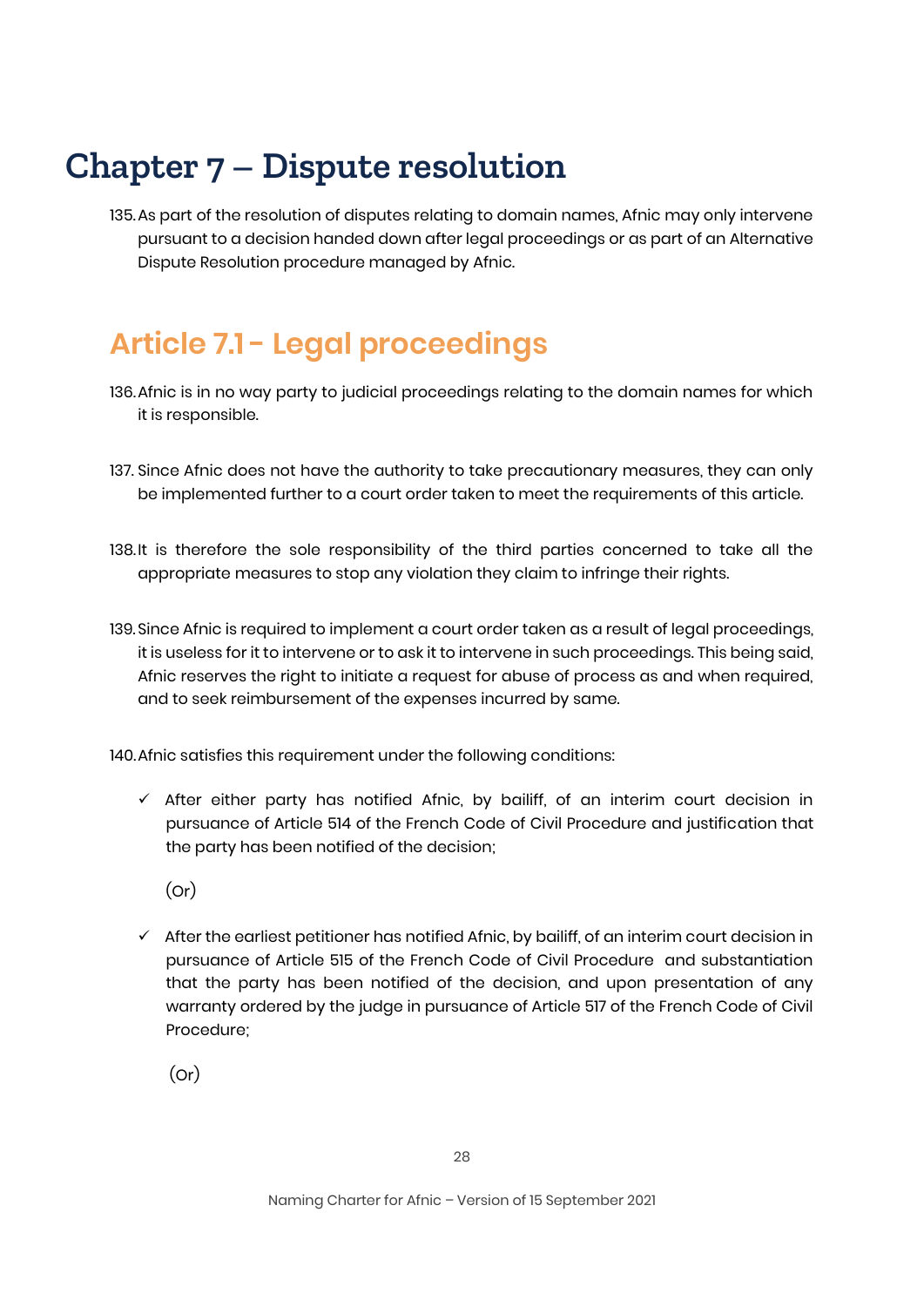# Chapter 7 – Dispute resolution

135. As part of the resolution of disputes relating to domain names, Afnic may only intervene pursuant to a decision handed down after legal proceedings or as part of an Alternative Dispute Resolution procedure managed by Afnic.

## Article 7.1 - Legal proceedings

136. Afnic is in no way party to judicial proceedings relating to the domain names for which it is responsible.

137. Since Afnic does not have the authority to take precautionary measures, they can only be implemented further to a court order taken to meet the requirements of this article.

138. It is therefore the sole responsibility of the third parties concerned to take all the appropriate measures to stop any violation they claim to infringe their rights.

139. Since Afnic is required to implement a court order taken as a result of legal proceedings, it is useless for it to intervene or to ask it to intervene in such proceedings. This being said, Afnic reserves the right to initiate a request for abuse of process as and when required, and to seek reimbursement of the expenses incurred by same.

140. Afnic satisfies this requirement under the following conditions:

- ✓ After either party has notified Afnic, by bailiff, of an interim court decision in pursuance of Article 514 of the French Code of Civil Procedure and justification that the party has been notified of the decision;

  (Or)

- ✓ After the earliest petitioner has notified Afnic, by bailiff, of an interim court decision in pursuance of Article 515 of the French Code of Civil Procedure and substantiation that the party has been notified of the decision, and upon presentation of any warranty ordered by the judge in pursuance of Article 517 of the French Code of Civil Procedure;

  (Or)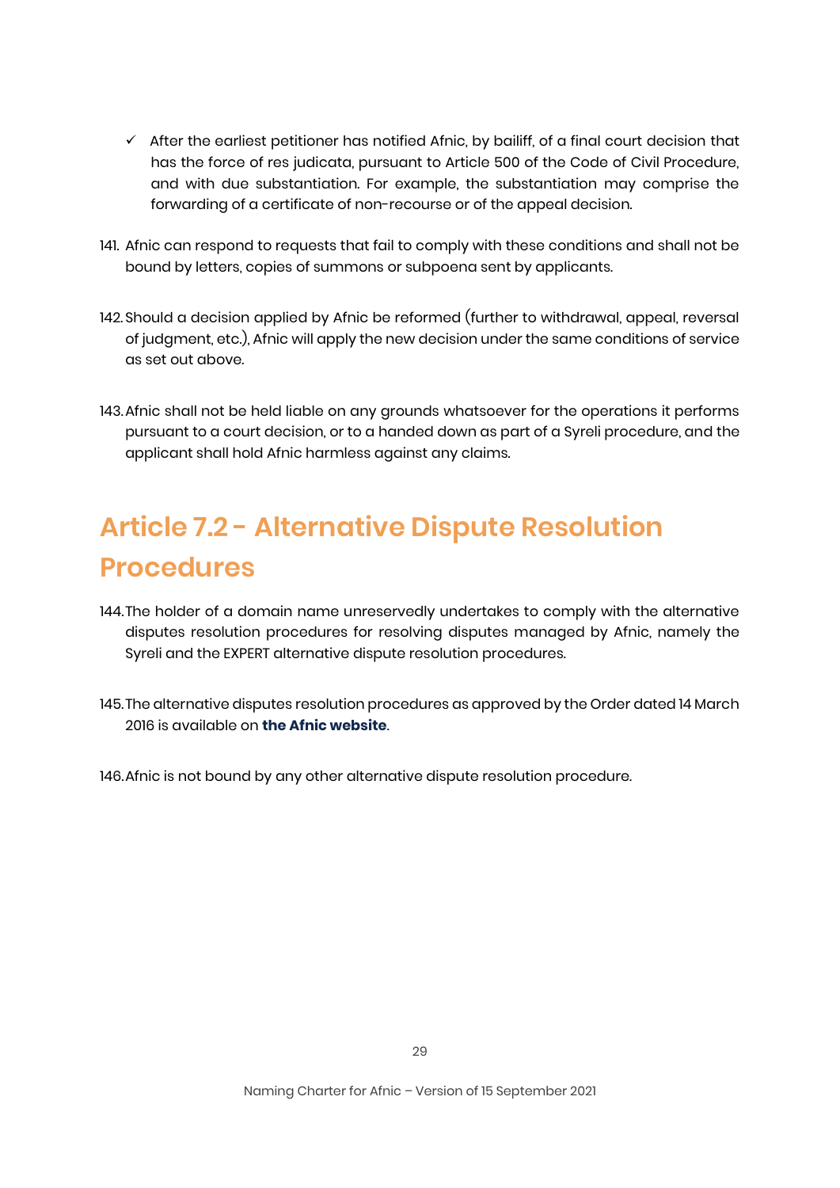- ✓ After the earliest petitioner has notified Afnic, by bailiff, of a final court decision that has the force of res judicata, pursuant to Article 500 of the Code of Civil Procedure, and with due substantiation. For example, the substantiation may comprise the forwarding of a certificate of non-recourse or of the appeal decision.

141. Afnic can respond to requests that fail to comply with these conditions and shall not be bound by letters, copies of summons or subpoena sent by applicants.

142. Should a decision applied by Afnic be reformed (further to withdrawal, appeal, reversal of judgment, etc.), Afnic will apply the new decision under the same conditions of service as set out above.

143. Afnic shall not be held liable on any grounds whatsoever for the operations it performs pursuant to a court decision, or to a handed down as part of a Syreli procedure, and the applicant shall hold Afnic harmless against any claims.

## Article 7.2 - Alternative Dispute Resolution Procedures

144. The holder of a domain name unreservedly undertakes to comply with the alternative disputes resolution procedures for resolving disputes managed by Afnic, namely the Syreli and the EXPERT alternative dispute resolution procedures.

145. The alternative disputes resolution procedures as approved by the Order dated 14 March 2016 is available on **the Afnic website**.

146. Afnic is not bound by any other alternative dispute resolution procedure.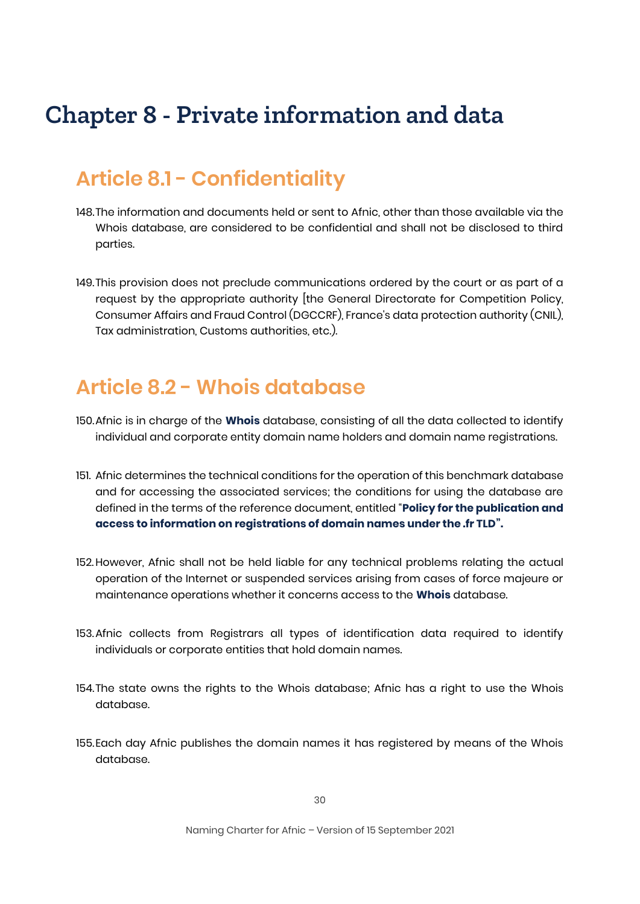# Chapter 8 - Private information and data

## Article 8.1 - Confidentiality

148. The information and documents held or sent to Afnic, other than those available via the Whois database, are considered to be confidential and shall not be disclosed to third parties.

149. This provision does not preclude communications ordered by the court or as part of a request by the appropriate authority [the General Directorate for Competition Policy, Consumer Affairs and Fraud Control (DGCCRF), France's data protection authority (CNIL), Tax administration, Customs authorities, etc.).

## Article 8.2 - Whois database

150. Afnic is in charge of the **Whois** database, consisting of all the data collected to identify individual and corporate entity domain name holders and domain name registrations.

151. Afnic determines the technical conditions for the operation of this benchmark database and for accessing the associated services; the conditions for using the database are defined in the terms of the reference document, entitled "**Policy for the publication and access to information on registrations of domain names under the .fr TLD".**

152. However, Afnic shall not be held liable for any technical problems relating the actual operation of the Internet or suspended services arising from cases of force majeure or maintenance operations whether it concerns access to the **Whois** database.

153. Afnic collects from Registrars all types of identification data required to identify individuals or corporate entities that hold domain names.

154. The state owns the rights to the Whois database; Afnic has a right to use the Whois database.

155. Each day Afnic publishes the domain names it has registered by means of the Whois database.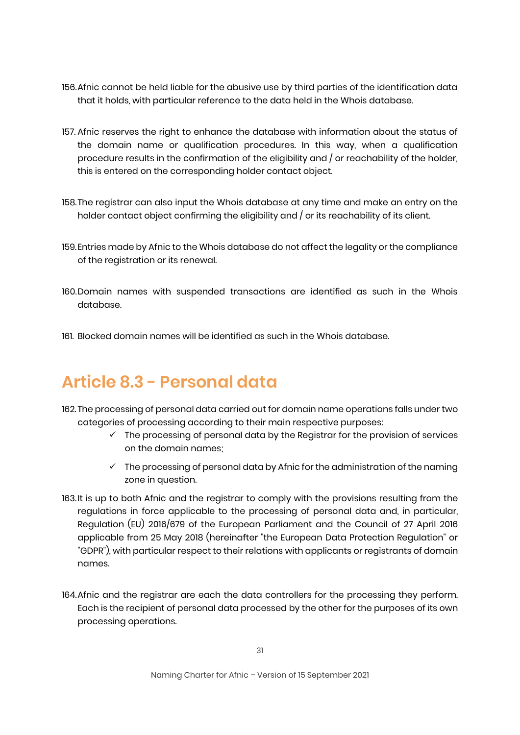156. Afnic cannot be held liable for the abusive use by third parties of the identification data that it holds, with particular reference to the data held in the Whois database.

157. Afnic reserves the right to enhance the database with information about the status of the domain name or qualification procedures. In this way, when a qualification procedure results in the confirmation of the eligibility and / or reachability of the holder, this is entered on the corresponding holder contact object.

158. The registrar can also input the Whois database at any time and make an entry on the holder contact object confirming the eligibility and / or its reachability of its client.

159. Entries made by Afnic to the Whois database do not affect the legality or the compliance of the registration or its renewal.

160. Domain names with suspended transactions are identified as such in the Whois database.

161. Blocked domain names will be identified as such in the Whois database.

## Article 8.3 - Personal data

162. The processing of personal data carried out for domain name operations falls under two categories of processing according to their main respective purposes:
    - ✓ The processing of personal data by the Registrar for the provision of services on the domain names;
    - ✓ The processing of personal data by Afnic for the administration of the naming zone in question.

163. It is up to both Afnic and the registrar to comply with the provisions resulting from the regulations in force applicable to the processing of personal data and, in particular, Regulation (EU) 2016/679 of the European Parliament and the Council of 27 April 2016 applicable from 25 May 2018 (hereinafter "the European Data Protection Regulation" or "GDPR"), with particular respect to their relations with applicants or registrants of domain names.

164. Afnic and the registrar are each the data controllers for the processing they perform. Each is the recipient of personal data processed by the other for the purposes of its own processing operations.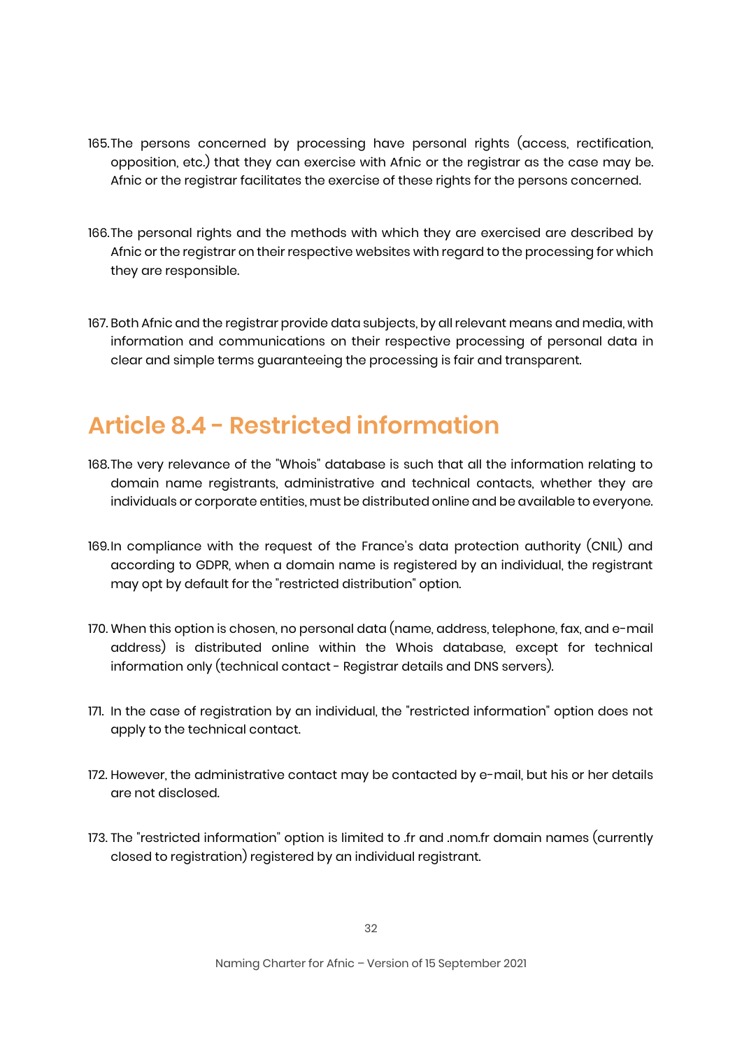165. The persons concerned by processing have personal rights (access, rectification, opposition, etc.) that they can exercise with Afnic or the registrar as the case may be. Afnic or the registrar facilitates the exercise of these rights for the persons concerned.

166. The personal rights and the methods with which they are exercised are described by Afnic or the registrar on their respective websites with regard to the processing for which they are responsible.

167. Both Afnic and the registrar provide data subjects, by all relevant means and media, with information and communications on their respective processing of personal data in clear and simple terms guaranteeing the processing is fair and transparent.

## Article 8.4 - Restricted information

168. The very relevance of the "Whois" database is such that all the information relating to domain name registrants, administrative and technical contacts, whether they are individuals or corporate entities, must be distributed online and be available to everyone.

169. In compliance with the request of the France's data protection authority (CNIL) and according to GDPR, when a domain name is registered by an individual, the registrant may opt by default for the "restricted distribution" option.

170. When this option is chosen, no personal data (name, address, telephone, fax, and e-mail address) is distributed online within the Whois database, except for technical information only (technical contact - Registrar details and DNS servers).

171. In the case of registration by an individual, the "restricted information" option does not apply to the technical contact.

172. However, the administrative contact may be contacted by e-mail, but his or her details are not disclosed.

173. The "restricted information" option is limited to .fr and .nom.fr domain names (currently closed to registration) registered by an individual registrant.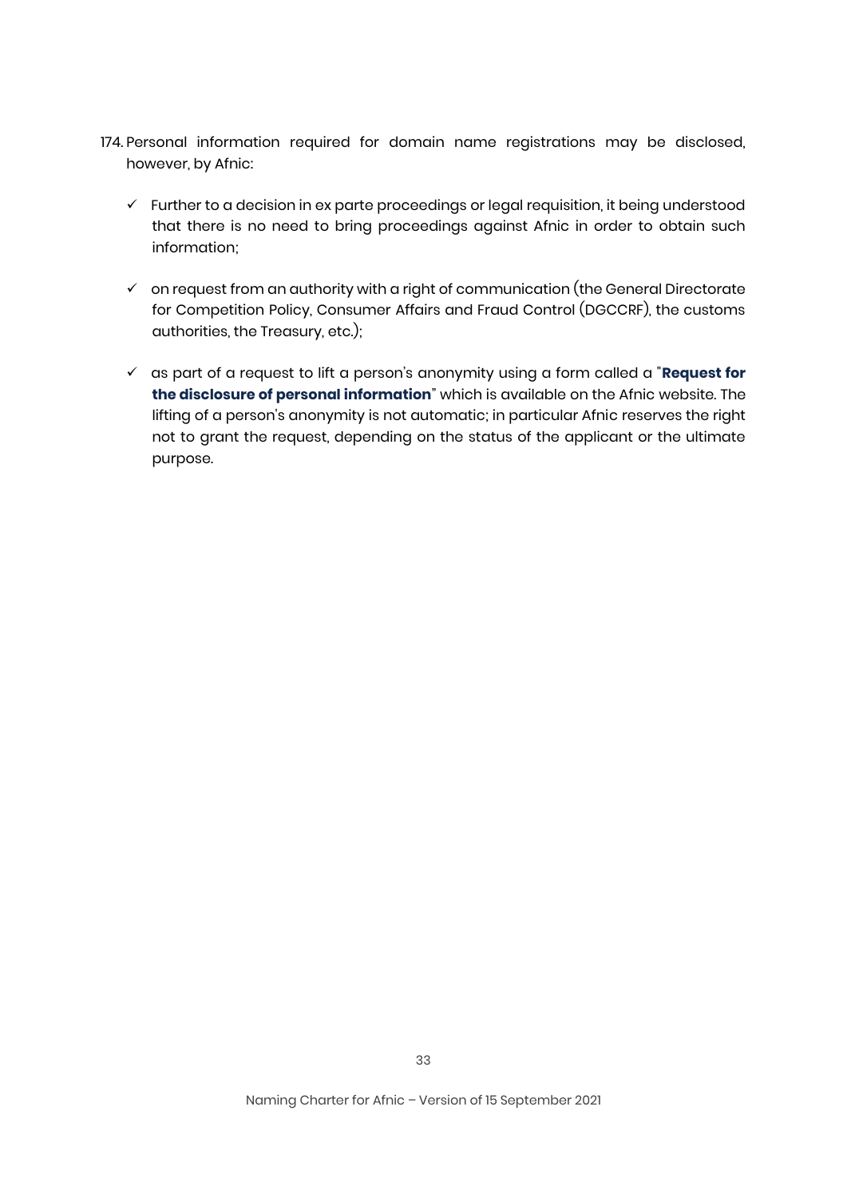174. Personal information required for domain name registrations may be disclosed, however, by Afnic:

   - ✓ Further to a decision in ex parte proceedings or legal requisition, it being understood that there is no need to bring proceedings against Afnic in order to obtain such information;

   - ✓ on request from an authority with a right of communication (the General Directorate for Competition Policy, Consumer Affairs and Fraud Control (DGCCRF), the customs authorities, the Treasury, etc.);

   - ✓ as part of a request to lift a person's anonymity using a form called a "**Request for the disclosure of personal information**" which is available on the Afnic website. The lifting of a person's anonymity is not automatic; in particular Afnic reserves the right not to grant the request, depending on the status of the applicant or the ultimate purpose.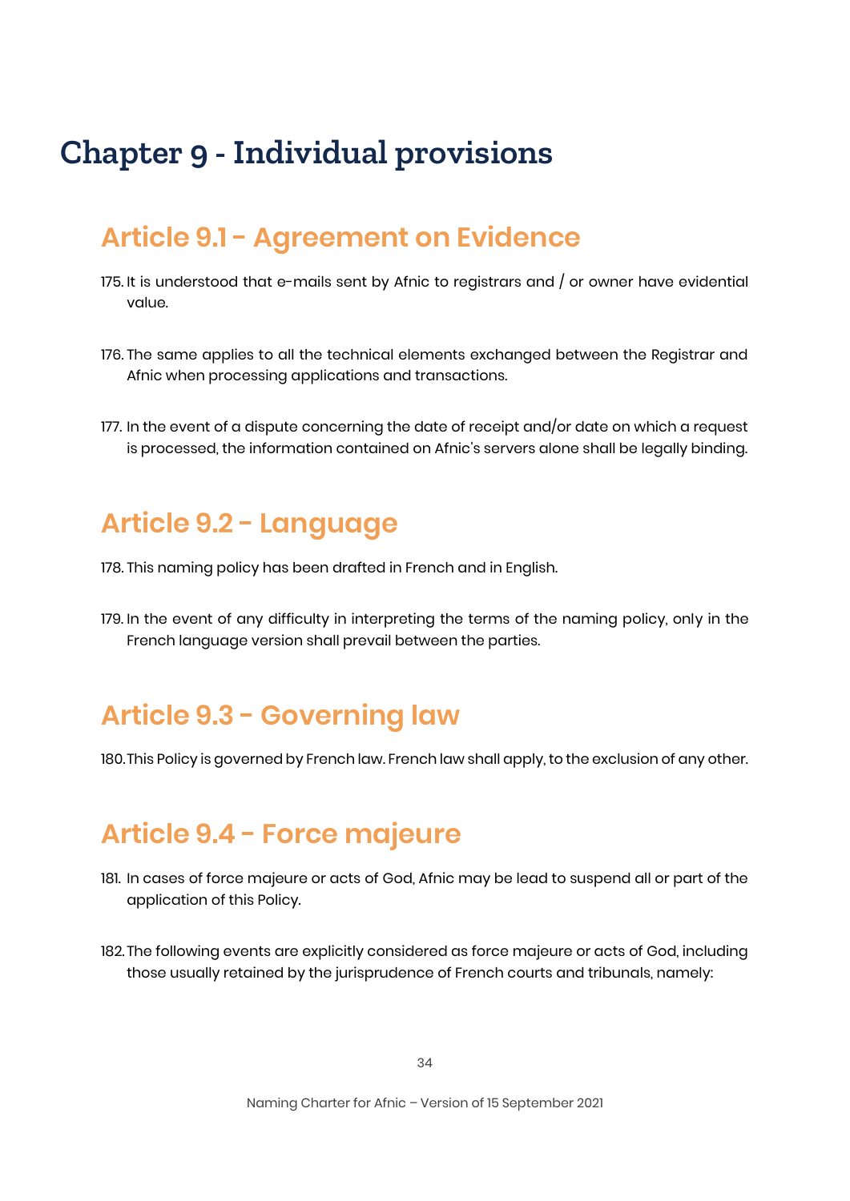# Chapter 9 - Individual provisions

## Article 9.1 - Agreement on Evidence

175. It is understood that e-mails sent by Afnic to registrars and / or owner have evidential value.

176. The same applies to all the technical elements exchanged between the Registrar and Afnic when processing applications and transactions.

177. In the event of a dispute concerning the date of receipt and/or date on which a request is processed, the information contained on Afnic's servers alone shall be legally binding.

## Article 9.2 - Language

178. This naming policy has been drafted in French and in English.

179. In the event of any difficulty in interpreting the terms of the naming policy, only in the French language version shall prevail between the parties.

## Article 9.3 - Governing law

180. This Policy is governed by French law. French law shall apply, to the exclusion of any other.

## Article 9.4 - Force majeure

181. In cases of force majeure or acts of God, Afnic may be lead to suspend all or part of the application of this Policy.

182. The following events are explicitly considered as force majeure or acts of God, including those usually retained by the jurisprudence of French courts and tribunals, namely: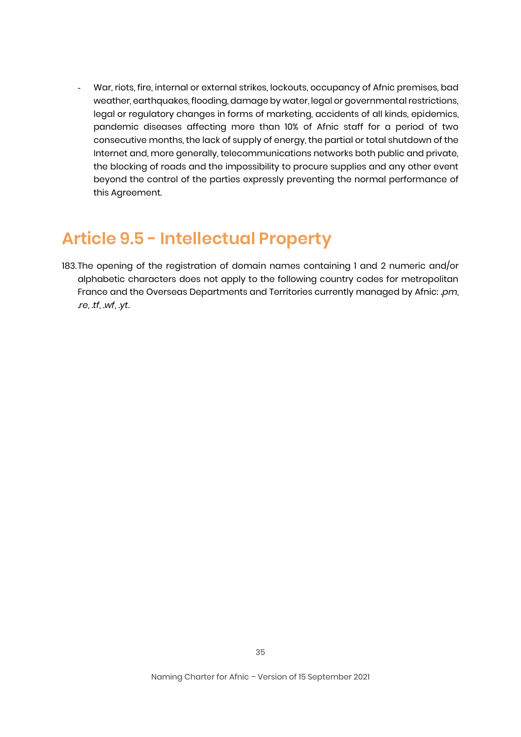- War, riots, fire, internal or external strikes, lockouts, occupancy of Afnic premises, bad weather, earthquakes, flooding, damage by water, legal or governmental restrictions, legal or regulatory changes in forms of marketing, accidents of all kinds, epidemics, pandemic diseases affecting more than 10% of Afnic staff for a period of two consecutive months, the lack of supply of energy, the partial or total shutdown of the Internet and, more generally, telecommunications networks both public and private, the blocking of roads and the impossibility to procure supplies and any other event beyond the control of the parties expressly preventing the normal performance of this Agreement.

## Article 9.5 - Intellectual Property

183. The opening of the registration of domain names containing 1 and 2 numeric and/or alphabetic characters does not apply to the following country codes for metropolitan France and the Overseas Departments and Territories currently managed by Afnic: *.pm*, *.re*, *.tf*, *.wf*, *.yt*.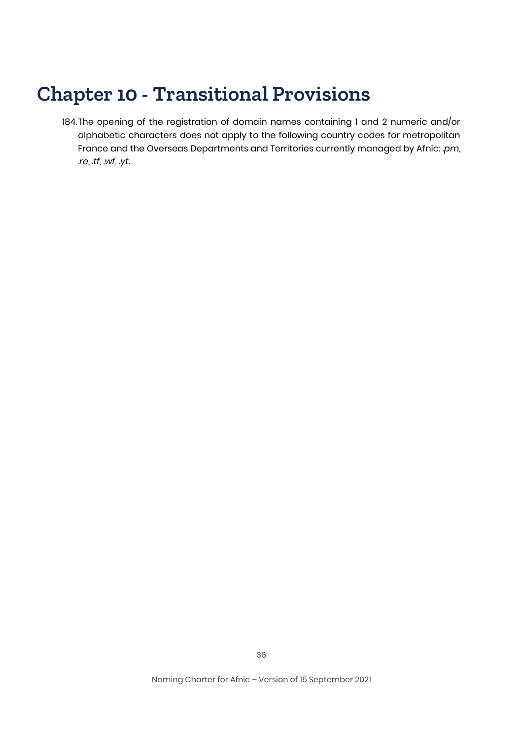# Chapter 10 - Transitional Provisions

184. The opening of the registration of domain names containing 1 and 2 numeric and/or alphabetic characters does not apply to the following country codes for metropolitan France and the Overseas Departments and Territories currently managed by Afnic: *.pm*, *.re*, *.tf*, *.wf*, *.yt*.